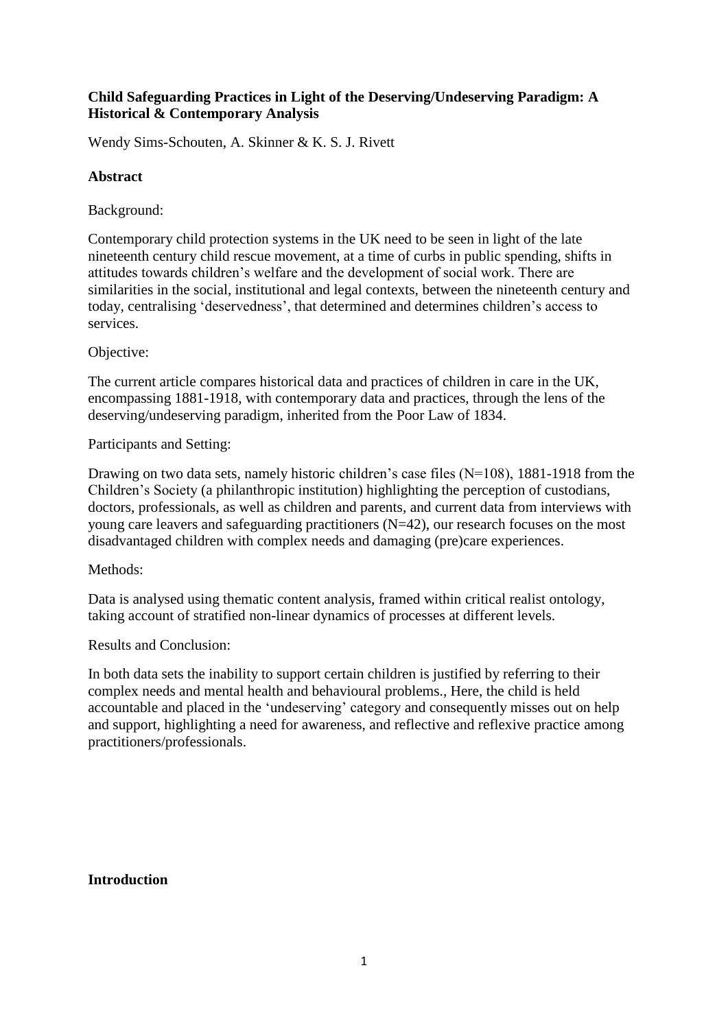**Child Safeguarding Practices in Light of the Deserving/Undeserving Paradigm: A Historical & Contemporary Analysis**

Wendy Sims-Schouten, A. Skinner & K. S. J. Rivett

## Abstract

Background:

Contemporary child protection systems in the UK need to be seen in light of the late nineteenth century child rescue movement, at a time of curbs in public spending, shifts in attitudes towards children's welfare and the development of social work. There are similarities in the social, institutional and legal contexts, between the nineteenth century and today, centralising 'deservedness', that determined and determines children's access to services.

Objective:

The current article compares historical data and practices of children in care in the UK, encompassing 1881-1918, with contemporary data and practices, through the lens of the deserving/undeserving paradigm, inherited from the Poor Law of 1834.

Participants and Setting:

Drawing on two data sets, namely historic children's case files (N=108), 1881-1918 from the Children's Society (a philanthropic institution) highlighting the perception of custodians, doctors, professionals, as well as children and parents, and current data from interviews with young care leavers and safeguarding practitioners (N=42), our research focuses on the most disadvantaged children with complex needs and damaging (pre)care experiences.

Methods:

Data is analysed using thematic content analysis, framed within critical realist ontology, taking account of stratified non-linear dynamics of processes at different levels.

Results and Conclusion:

In both data sets the inability to support certain children is justified by referring to their complex needs and mental health and behavioural problems., Here, the child is held accountable and placed in the 'undeserving' category and consequently misses out on help and support, highlighting a need for awareness, and reflective and reflexive practice among practitioners/professionals.

## Introduction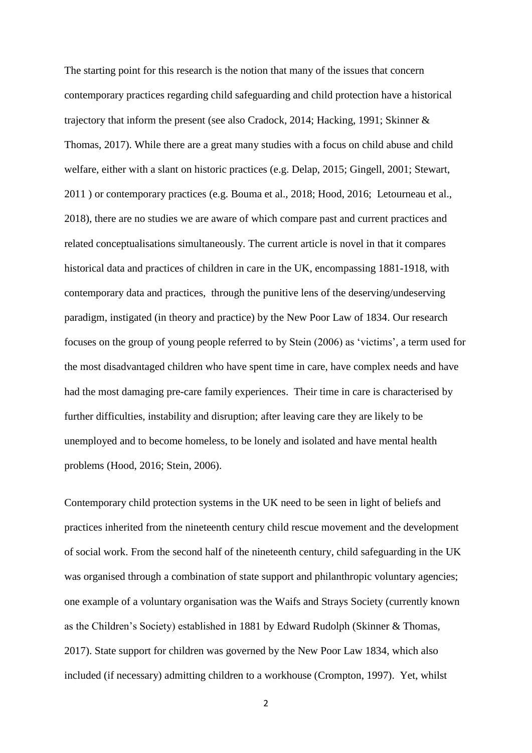The starting point for this research is the notion that many of the issues that concern contemporary practices regarding child safeguarding and child protection have a historical trajectory that inform the present (see also Cradock, 2014; Hacking, 1991; Skinner & Thomas, 2017). While there are a great many studies with a focus on child abuse and child welfare, either with a slant on historic practices (e.g. Delap, 2015; Gingell, 2001; Stewart, 2011 ) or contemporary practices (e.g. Bouma et al., 2018; Hood, 2016; Letourneau et al., 2018), there are no studies we are aware of which compare past and current practices and related conceptualisations simultaneously. The current article is novel in that it compares historical data and practices of children in care in the UK, encompassing 1881-1918, with contemporary data and practices, through the punitive lens of the deserving/undeserving paradigm, instigated (in theory and practice) by the New Poor Law of 1834. Our research focuses on the group of young people referred to by Stein (2006) as 'victims', a term used for the most disadvantaged children who have spent time in care, have complex needs and have had the most damaging pre-care family experiences. Their time in care is characterised by further difficulties, instability and disruption; after leaving care they are likely to be unemployed and to become homeless, to be lonely and isolated and have mental health problems (Hood, 2016; Stein, 2006).

Contemporary child protection systems in the UK need to be seen in light of beliefs and practices inherited from the nineteenth century child rescue movement and the development of social work. From the second half of the nineteenth century, child safeguarding in the UK was organised through a combination of state support and philanthropic voluntary agencies; one example of a voluntary organisation was the Waifs and Strays Society (currently known as the Children's Society) established in 1881 by Edward Rudolph (Skinner & Thomas, 2017). State support for children was governed by the New Poor Law 1834, which also included (if necessary) admitting children to a workhouse (Crompton, 1997). Yet, whilst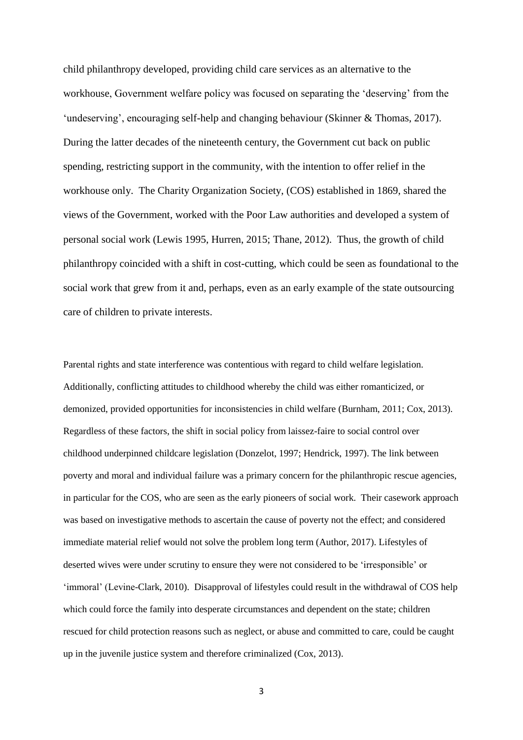child philanthropy developed, providing child care services as an alternative to the workhouse, Government welfare policy was focused on separating the 'deserving' from the 'undeserving', encouraging self-help and changing behaviour (Skinner & Thomas, 2017). During the latter decades of the nineteenth century, the Government cut back on public spending, restricting support in the community, with the intention to offer relief in the workhouse only. The Charity Organization Society, (COS) established in 1869, shared the views of the Government, worked with the Poor Law authorities and developed a system of personal social work (Lewis 1995, Hurren, 2015; Thane, 2012). Thus, the growth of child philanthropy coincided with a shift in cost-cutting, which could be seen as foundational to the social work that grew from it and, perhaps, even as an early example of the state outsourcing care of children to private interests.

Parental rights and state interference was contentious with regard to child welfare legislation. Additionally, conflicting attitudes to childhood whereby the child was either romanticized, or demonized, provided opportunities for inconsistencies in child welfare (Burnham, 2011; Cox, 2013). Regardless of these factors, the shift in social policy from laissez-faire to social control over childhood underpinned childcare legislation (Donzelot, 1997; Hendrick, 1997). The link between poverty and moral and individual failure was a primary concern for the philanthropic rescue agencies, in particular for the COS, who are seen as the early pioneers of social work. Their casework approach was based on investigative methods to ascertain the cause of poverty not the effect; and considered immediate material relief would not solve the problem long term (Author, 2017). Lifestyles of deserted wives were under scrutiny to ensure they were not considered to be 'irresponsible' or 'immoral' (Levine-Clark, 2010). Disapproval of lifestyles could result in the withdrawal of COS help which could force the family into desperate circumstances and dependent on the state; children rescued for child protection reasons such as neglect, or abuse and committed to care, could be caught up in the juvenile justice system and therefore criminalized (Cox, 2013).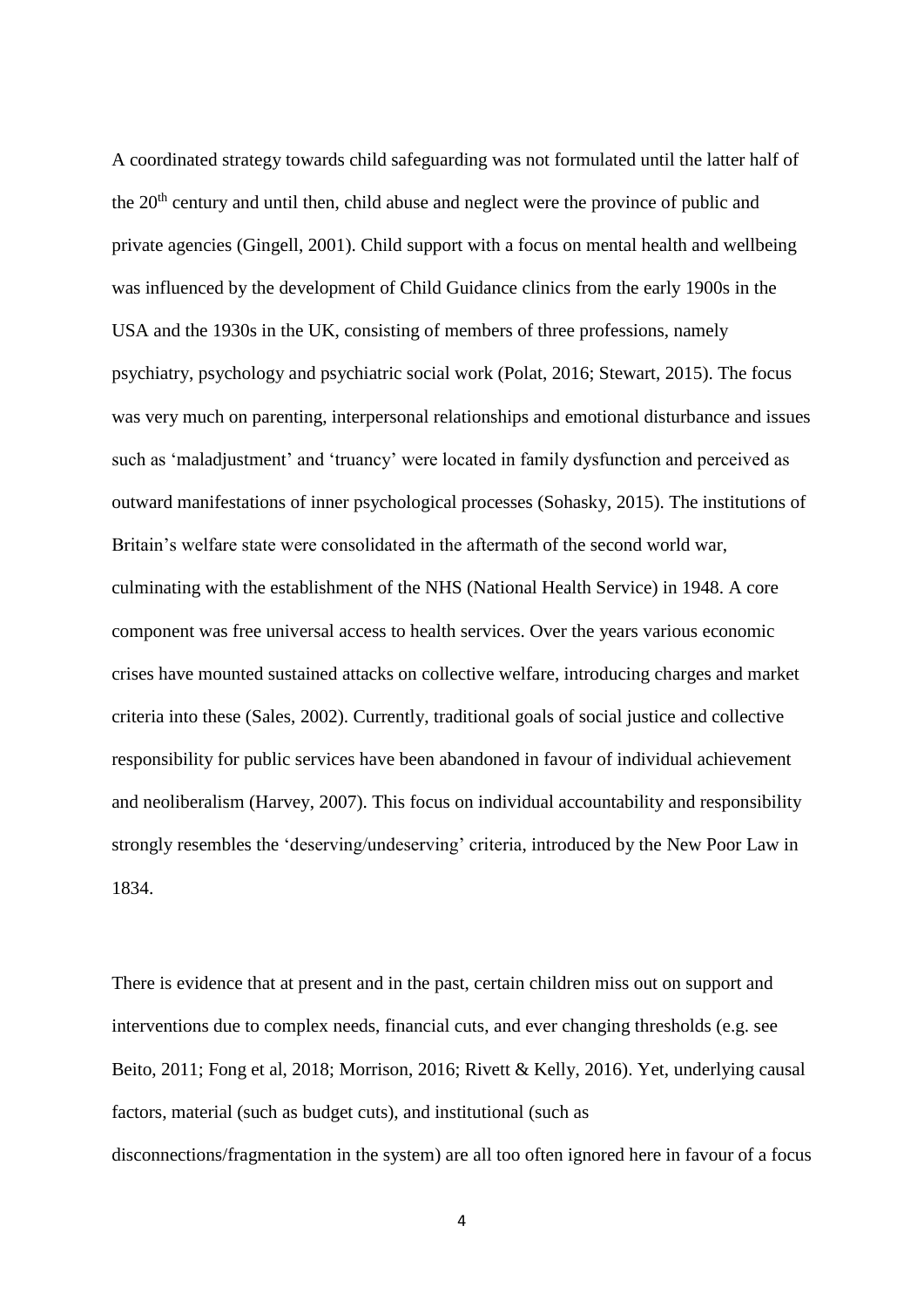A coordinated strategy towards child safeguarding was not formulated until the latter half of the 20th century and until then, child abuse and neglect were the province of public and private agencies (Gingell, 2001). Child support with a focus on mental health and wellbeing was influenced by the development of Child Guidance clinics from the early 1900s in the USA and the 1930s in the UK, consisting of members of three professions, namely psychiatry, psychology and psychiatric social work (Polat, 2016; Stewart, 2015). The focus was very much on parenting, interpersonal relationships and emotional disturbance and issues such as 'maladjustment' and 'truancy' were located in family dysfunction and perceived as outward manifestations of inner psychological processes (Sohasky, 2015). The institutions of Britain's welfare state were consolidated in the aftermath of the second world war, culminating with the establishment of the NHS (National Health Service) in 1948. A core component was free universal access to health services. Over the years various economic crises have mounted sustained attacks on collective welfare, introducing charges and market criteria into these (Sales, 2002). Currently, traditional goals of social justice and collective responsibility for public services have been abandoned in favour of individual achievement and neoliberalism (Harvey, 2007). This focus on individual accountability and responsibility strongly resembles the 'deserving/undeserving' criteria, introduced by the New Poor Law in 1834.

There is evidence that at present and in the past, certain children miss out on support and interventions due to complex needs, financial cuts, and ever changing thresholds (e.g. see Beito, 2011; Fong et al, 2018; Morrison, 2016; Rivett & Kelly, 2016). Yet, underlying causal factors, material (such as budget cuts), and institutional (such as disconnections/fragmentation in the system) are all too often ignored here in favour of a focus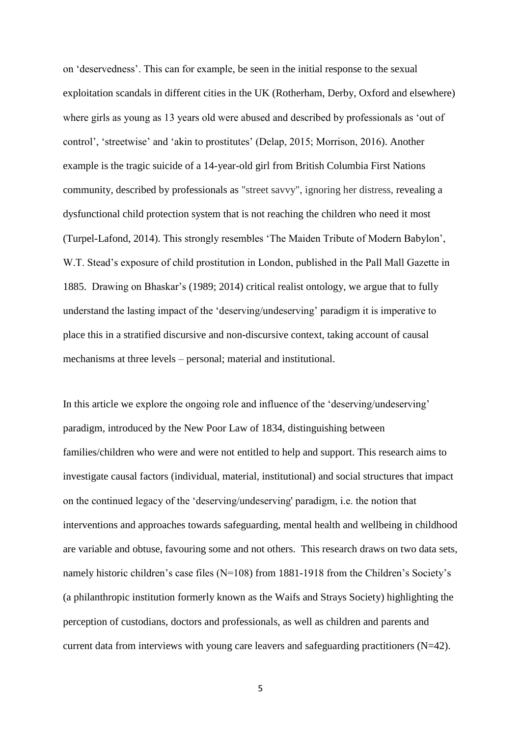on 'deservedness'. This can for example, be seen in the initial response to the sexual exploitation scandals in different cities in the UK (Rotherham, Derby, Oxford and elsewhere) where girls as young as 13 years old were abused and described by professionals as 'out of control', 'streetwise' and 'akin to prostitutes' (Delap, 2015; Morrison, 2016). Another example is the tragic suicide of a 14-year-old girl from British Columbia First Nations community, described by professionals as "street savvy", ignoring her distress, revealing a dysfunctional child protection system that is not reaching the children who need it most (Turpel-Lafond, 2014). This strongly resembles 'The Maiden Tribute of Modern Babylon', W.T. Stead's exposure of child prostitution in London, published in the Pall Mall Gazette in 1885. Drawing on Bhaskar's (1989; 2014) critical realist ontology, we argue that to fully understand the lasting impact of the 'deserving/undeserving' paradigm it is imperative to place this in a stratified discursive and non-discursive context, taking account of causal mechanisms at three levels – personal; material and institutional.

In this article we explore the ongoing role and influence of the 'deserving/undeserving' paradigm, introduced by the New Poor Law of 1834, distinguishing between families/children who were and were not entitled to help and support. This research aims to investigate causal factors (individual, material, institutional) and social structures that impact on the continued legacy of the 'deserving/undeserving' paradigm, i.e. the notion that interventions and approaches towards safeguarding, mental health and wellbeing in childhood are variable and obtuse, favouring some and not others. This research draws on two data sets, namely historic children's case files (N=108) from 1881-1918 from the Children's Society's (a philanthropic institution formerly known as the Waifs and Strays Society) highlighting the perception of custodians, doctors and professionals, as well as children and parents and current data from interviews with young care leavers and safeguarding practitioners (N=42).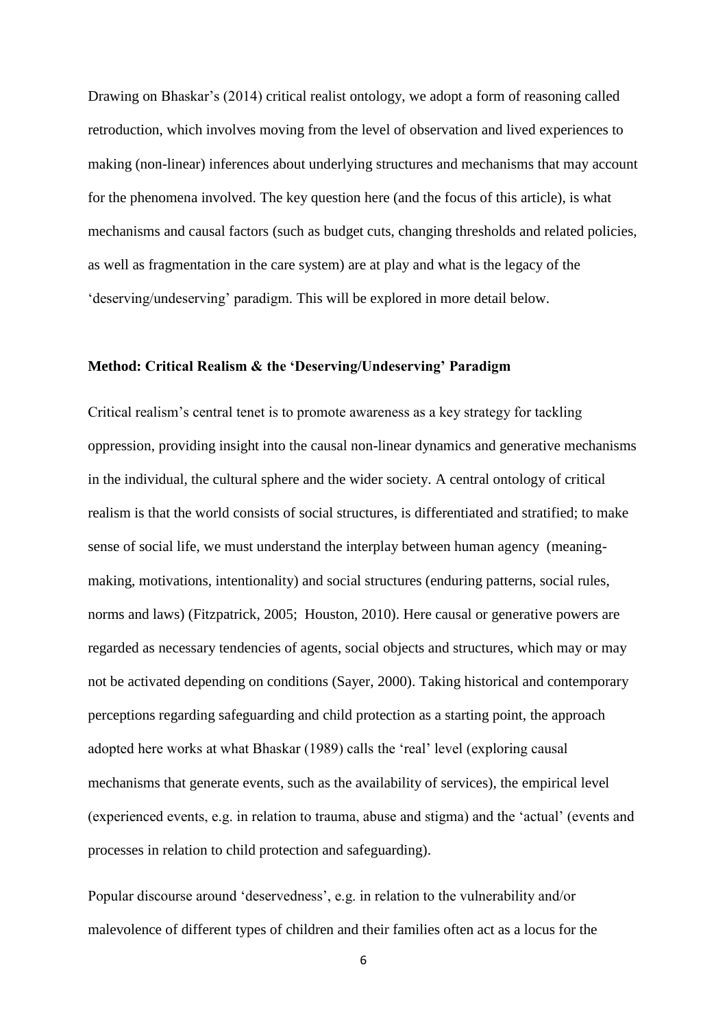Drawing on Bhaskar's (2014) critical realist ontology, we adopt a form of reasoning called retroduction, which involves moving from the level of observation and lived experiences to making (non-linear) inferences about underlying structures and mechanisms that may account for the phenomena involved. The key question here (and the focus of this article), is what mechanisms and causal factors (such as budget cuts, changing thresholds and related policies, as well as fragmentation in the care system) are at play and what is the legacy of the 'deserving/undeserving' paradigm. This will be explored in more detail below.

**Method: Critical Realism & the 'Deserving/Undeserving' Paradigm**

Critical realism's central tenet is to promote awareness as a key strategy for tackling oppression, providing insight into the causal non-linear dynamics and generative mechanisms in the individual, the cultural sphere and the wider society. A central ontology of critical realism is that the world consists of social structures, is differentiated and stratified; to make sense of social life, we must understand the interplay between human agency (meaning-making, motivations, intentionality) and social structures (enduring patterns, social rules, norms and laws) (Fitzpatrick, 2005; Houston, 2010). Here causal or generative powers are regarded as necessary tendencies of agents, social objects and structures, which may or may not be activated depending on conditions (Sayer, 2000). Taking historical and contemporary perceptions regarding safeguarding and child protection as a starting point, the approach adopted here works at what Bhaskar (1989) calls the 'real' level (exploring causal mechanisms that generate events, such as the availability of services), the empirical level (experienced events, e.g. in relation to trauma, abuse and stigma) and the 'actual' (events and processes in relation to child protection and safeguarding).

Popular discourse around 'deservedness', e.g. in relation to the vulnerability and/or malevolence of different types of children and their families often act as a locus for the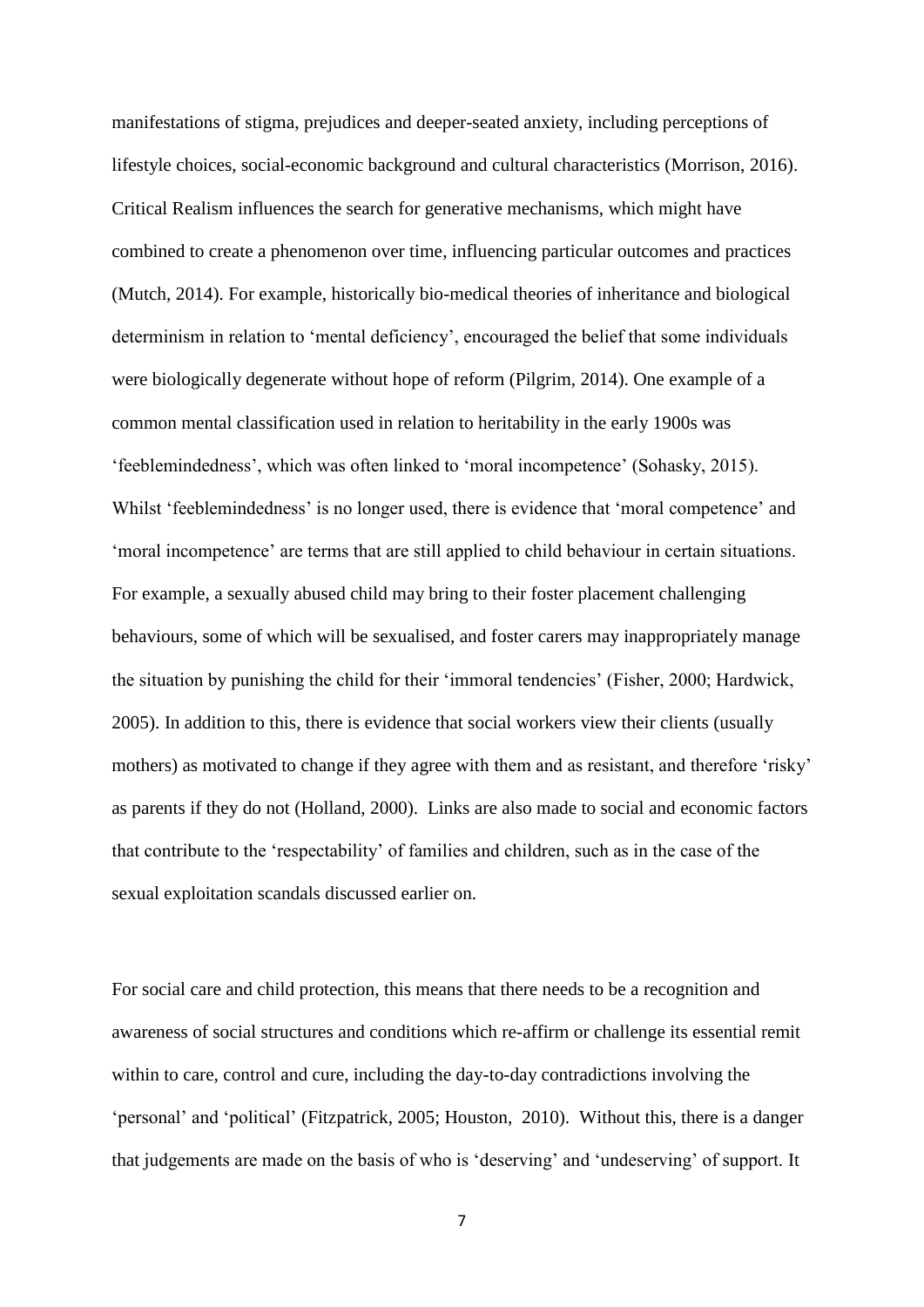manifestations of stigma, prejudices and deeper-seated anxiety, including perceptions of lifestyle choices, social-economic background and cultural characteristics (Morrison, 2016). Critical Realism influences the search for generative mechanisms, which might have combined to create a phenomenon over time, influencing particular outcomes and practices (Mutch, 2014). For example, historically bio-medical theories of inheritance and biological determinism in relation to 'mental deficiency', encouraged the belief that some individuals were biologically degenerate without hope of reform (Pilgrim, 2014). One example of a common mental classification used in relation to heritability in the early 1900s was 'feeblemindedness', which was often linked to 'moral incompetence' (Sohasky, 2015). Whilst 'feeblemindedness' is no longer used, there is evidence that 'moral competence' and 'moral incompetence' are terms that are still applied to child behaviour in certain situations. For example, a sexually abused child may bring to their foster placement challenging behaviours, some of which will be sexualised, and foster carers may inappropriately manage the situation by punishing the child for their 'immoral tendencies' (Fisher, 2000; Hardwick, 2005). In addition to this, there is evidence that social workers view their clients (usually mothers) as motivated to change if they agree with them and as resistant, and therefore 'risky' as parents if they do not (Holland, 2000). Links are also made to social and economic factors that contribute to the 'respectability' of families and children, such as in the case of the sexual exploitation scandals discussed earlier on.

For social care and child protection, this means that there needs to be a recognition and awareness of social structures and conditions which re-affirm or challenge its essential remit within to care, control and cure, including the day-to-day contradictions involving the 'personal' and 'political' (Fitzpatrick, 2005; Houston, 2010). Without this, there is a danger that judgements are made on the basis of who is 'deserving' and 'undeserving' of support. It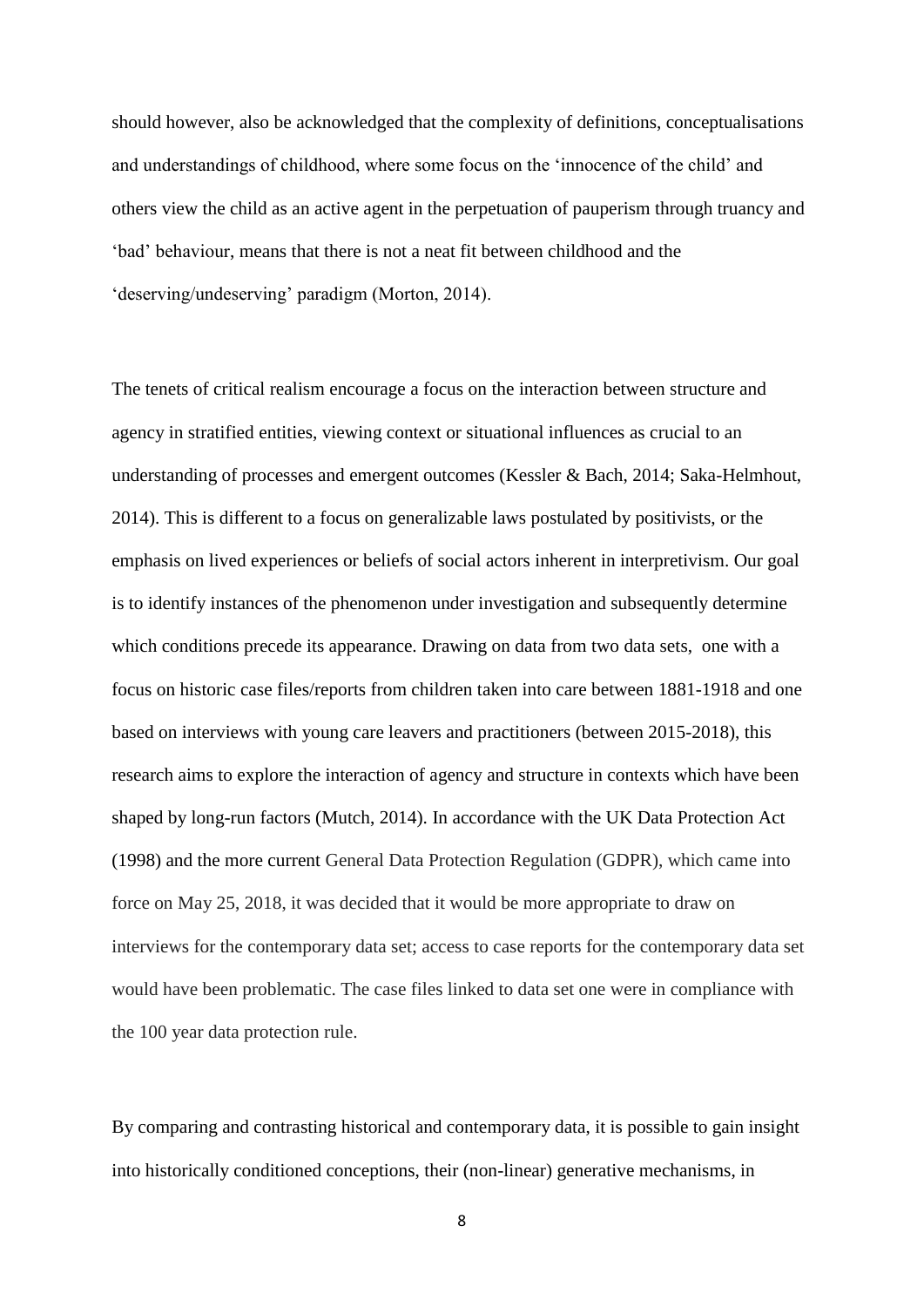should however, also be acknowledged that the complexity of definitions, conceptualisations and understandings of childhood, where some focus on the 'innocence of the child' and others view the child as an active agent in the perpetuation of pauperism through truancy and 'bad' behaviour, means that there is not a neat fit between childhood and the 'deserving/undeserving' paradigm (Morton, 2014).

The tenets of critical realism encourage a focus on the interaction between structure and agency in stratified entities, viewing context or situational influences as crucial to an understanding of processes and emergent outcomes (Kessler & Bach, 2014; Saka-Helmhout, 2014). This is different to a focus on generalizable laws postulated by positivists, or the emphasis on lived experiences or beliefs of social actors inherent in interpretivism. Our goal is to identify instances of the phenomenon under investigation and subsequently determine which conditions precede its appearance. Drawing on data from two data sets, one with a focus on historic case files/reports from children taken into care between 1881-1918 and one based on interviews with young care leavers and practitioners (between 2015-2018), this research aims to explore the interaction of agency and structure in contexts which have been shaped by long-run factors (Mutch, 2014). In accordance with the UK Data Protection Act (1998) and the more current General Data Protection Regulation (GDPR), which came into force on May 25, 2018, it was decided that it would be more appropriate to draw on interviews for the contemporary data set; access to case reports for the contemporary data set would have been problematic. The case files linked to data set one were in compliance with the 100 year data protection rule.

By comparing and contrasting historical and contemporary data, it is possible to gain insight into historically conditioned conceptions, their (non-linear) generative mechanisms, in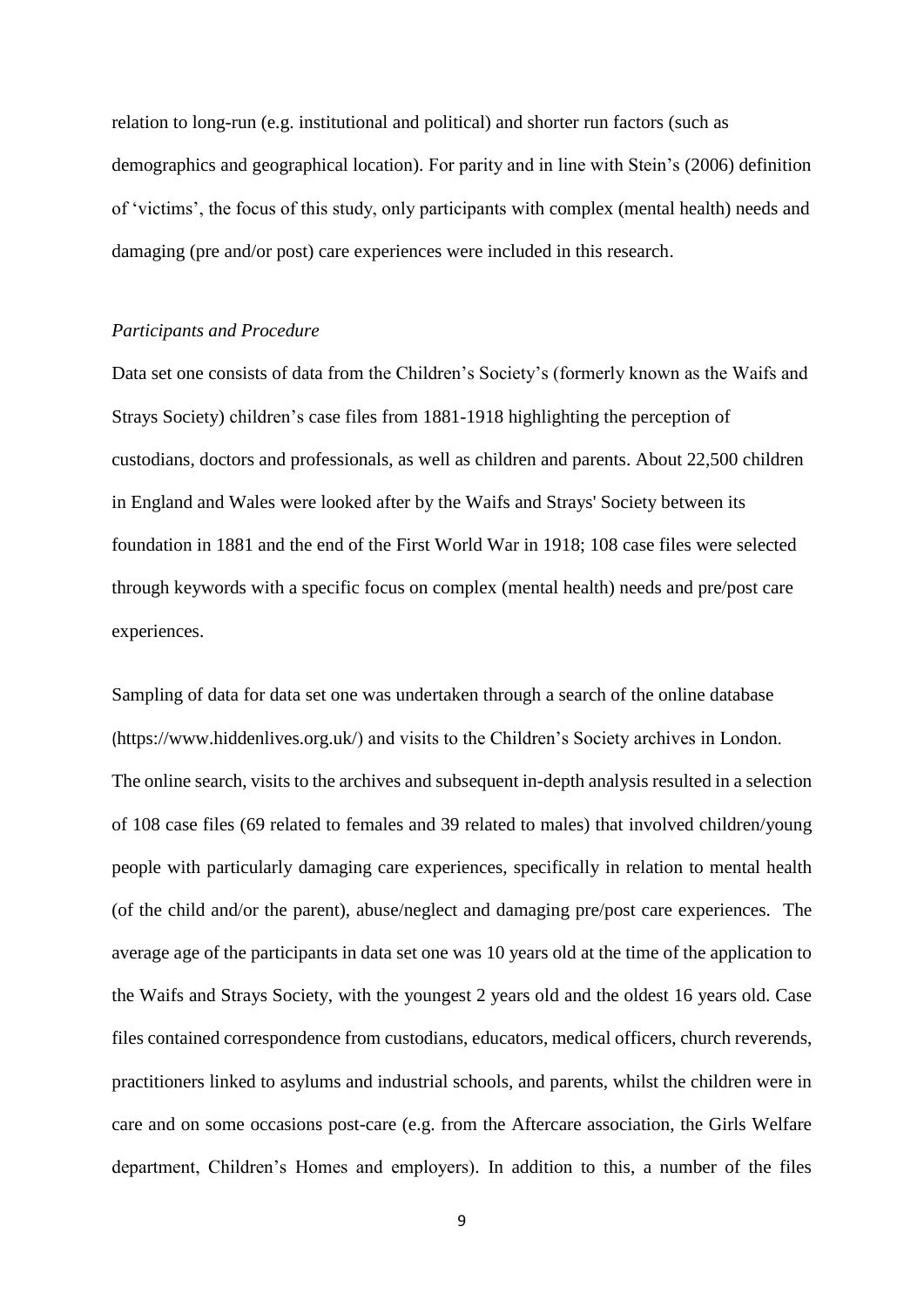relation to long-run (e.g. institutional and political) and shorter run factors (such as demographics and geographical location). For parity and in line with Stein's (2006) definition of 'victims', the focus of this study, only participants with complex (mental health) needs and damaging (pre and/or post) care experiences were included in this research.

*Participants and Procedure*

Data set one consists of data from the Children's Society's (formerly known as the Waifs and Strays Society) children's case files from 1881-1918 highlighting the perception of custodians, doctors and professionals, as well as children and parents. About 22,500 children in England and Wales were looked after by the Waifs and Strays' Society between its foundation in 1881 and the end of the First World War in 1918; 108 case files were selected through keywords with a specific focus on complex (mental health) needs and pre/post care experiences.

Sampling of data for data set one was undertaken through a search of the online database (https://www.hiddenlives.org.uk/) and visits to the Children's Society archives in London. The online search, visits to the archives and subsequent in-depth analysis resulted in a selection of 108 case files (69 related to females and 39 related to males) that involved children/young people with particularly damaging care experiences, specifically in relation to mental health (of the child and/or the parent), abuse/neglect and damaging pre/post care experiences. The average age of the participants in data set one was 10 years old at the time of the application to the Waifs and Strays Society, with the youngest 2 years old and the oldest 16 years old. Case files contained correspondence from custodians, educators, medical officers, church reverends, practitioners linked to asylums and industrial schools, and parents, whilst the children were in care and on some occasions post-care (e.g. from the Aftercare association, the Girls Welfare department, Children's Homes and employers). In addition to this, a number of the files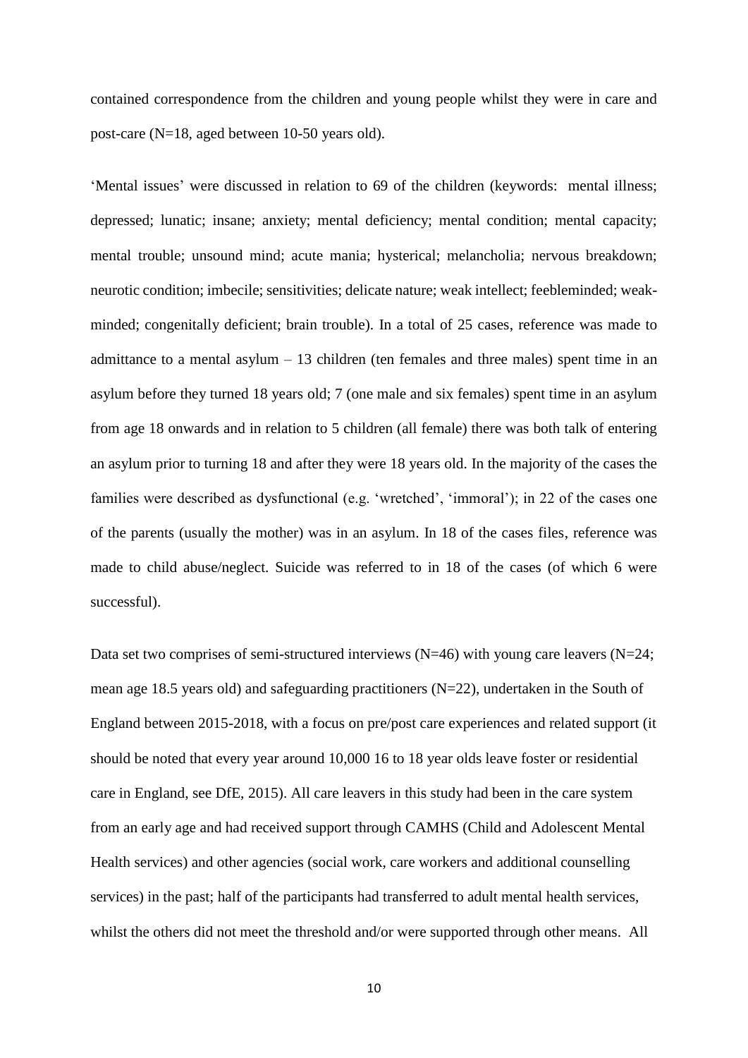contained correspondence from the children and young people whilst they were in care and post-care (N=18, aged between 10-50 years old).

'Mental issues' were discussed in relation to 69 of the children (keywords: mental illness; depressed; lunatic; insane; anxiety; mental deficiency; mental condition; mental capacity; mental trouble; unsound mind; acute mania; hysterical; melancholia; nervous breakdown; neurotic condition; imbecile; sensitivities; delicate nature; weak intellect; feebleminded; weak-minded; congenitally deficient; brain trouble). In a total of 25 cases, reference was made to admittance to a mental asylum – 13 children (ten females and three males) spent time in an asylum before they turned 18 years old; 7 (one male and six females) spent time in an asylum from age 18 onwards and in relation to 5 children (all female) there was both talk of entering an asylum prior to turning 18 and after they were 18 years old. In the majority of the cases the families were described as dysfunctional (e.g. 'wretched', 'immoral'); in 22 of the cases one of the parents (usually the mother) was in an asylum. In 18 of the cases files, reference was made to child abuse/neglect. Suicide was referred to in 18 of the cases (of which 6 were successful).

Data set two comprises of semi-structured interviews (N=46) with young care leavers (N=24; mean age 18.5 years old) and safeguarding practitioners (N=22), undertaken in the South of England between 2015-2018, with a focus on pre/post care experiences and related support (it should be noted that every year around 10,000 16 to 18 year olds leave foster or residential care in England, see DfE, 2015). All care leavers in this study had been in the care system from an early age and had received support through CAMHS (Child and Adolescent Mental Health services) and other agencies (social work, care workers and additional counselling services) in the past; half of the participants had transferred to adult mental health services, whilst the others did not meet the threshold and/or were supported through other means. All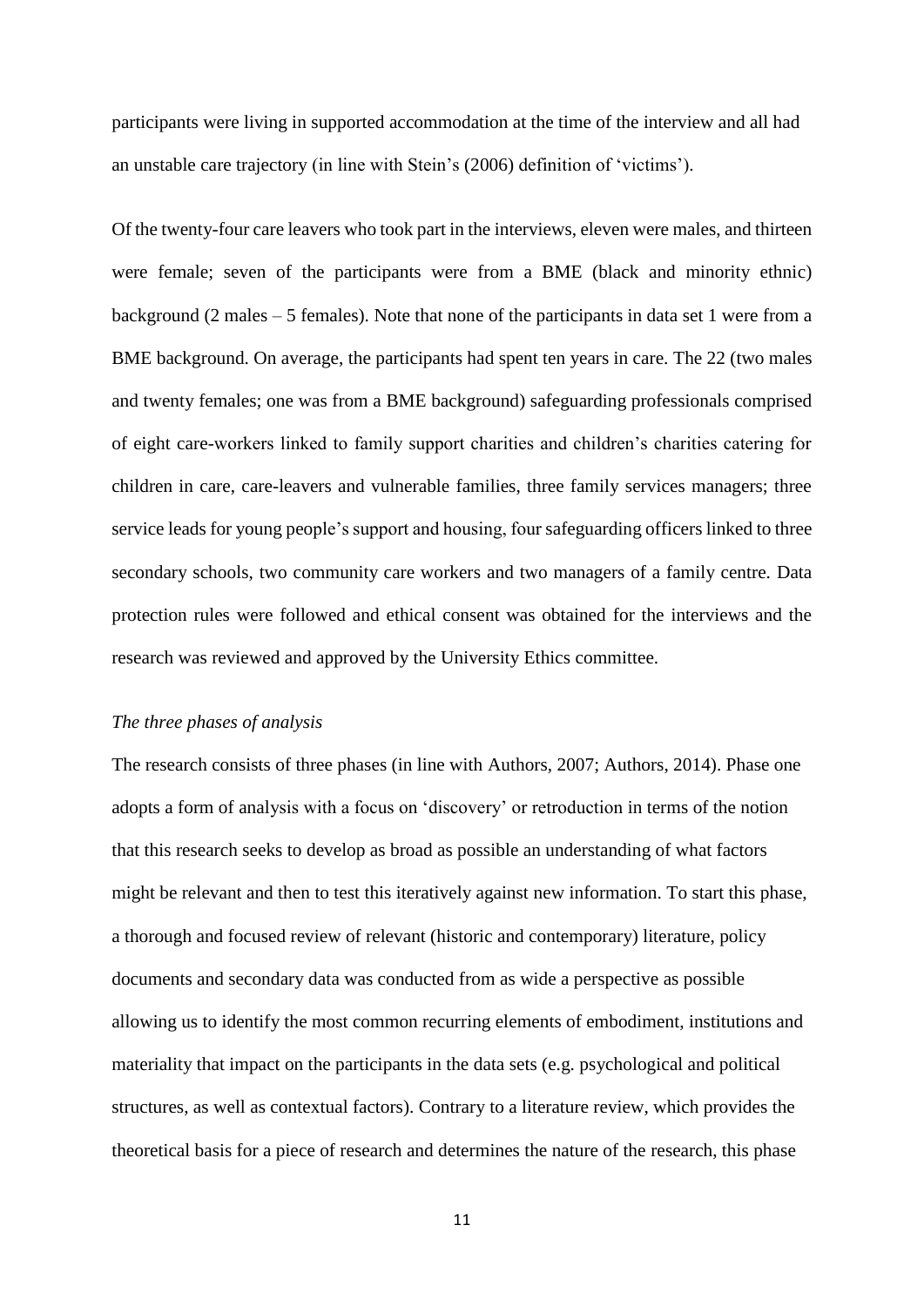participants were living in supported accommodation at the time of the interview and all had an unstable care trajectory (in line with Stein's (2006) definition of 'victims').

Of the twenty-four care leavers who took part in the interviews, eleven were males, and thirteen were female; seven of the participants were from a BME (black and minority ethnic) background (2 males – 5 females). Note that none of the participants in data set 1 were from a BME background. On average, the participants had spent ten years in care. The 22 (two males and twenty females; one was from a BME background) safeguarding professionals comprised of eight care-workers linked to family support charities and children's charities catering for children in care, care-leavers and vulnerable families, three family services managers; three service leads for young people's support and housing, four safeguarding officers linked to three secondary schools, two community care workers and two managers of a family centre. Data protection rules were followed and ethical consent was obtained for the interviews and the research was reviewed and approved by the University Ethics committee.

*The three phases of analysis*

The research consists of three phases (in line with Authors, 2007; Authors, 2014). Phase one adopts a form of analysis with a focus on 'discovery' or retroduction in terms of the notion that this research seeks to develop as broad as possible an understanding of what factors might be relevant and then to test this iteratively against new information. To start this phase, a thorough and focused review of relevant (historic and contemporary) literature, policy documents and secondary data was conducted from as wide a perspective as possible allowing us to identify the most common recurring elements of embodiment, institutions and materiality that impact on the participants in the data sets (e.g. psychological and political structures, as well as contextual factors). Contrary to a literature review, which provides the theoretical basis for a piece of research and determines the nature of the research, this phase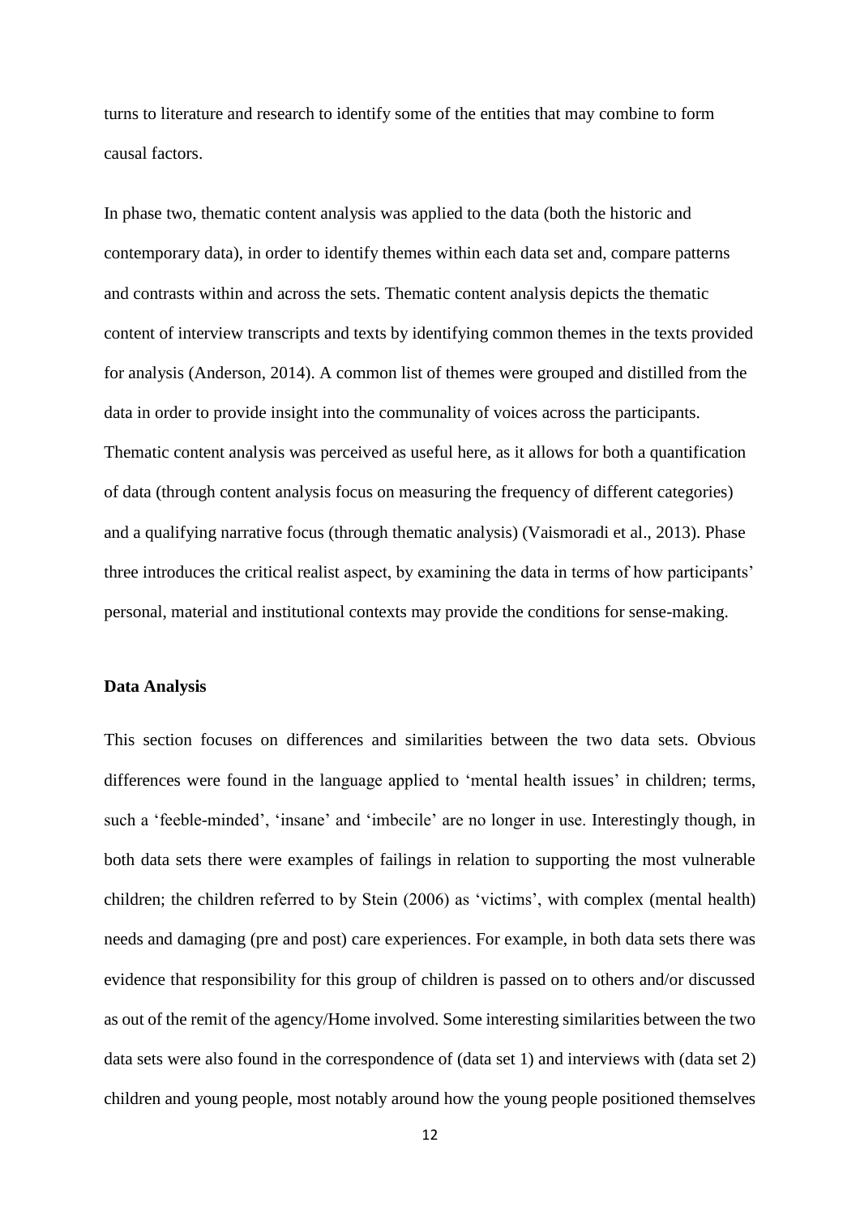turns to literature and research to identify some of the entities that may combine to form causal factors.

In phase two, thematic content analysis was applied to the data (both the historic and contemporary data), in order to identify themes within each data set and, compare patterns and contrasts within and across the sets. Thematic content analysis depicts the thematic content of interview transcripts and texts by identifying common themes in the texts provided for analysis (Anderson, 2014). A common list of themes were grouped and distilled from the data in order to provide insight into the communality of voices across the participants. Thematic content analysis was perceived as useful here, as it allows for both a quantification of data (through content analysis focus on measuring the frequency of different categories) and a qualifying narrative focus (through thematic analysis) (Vaismoradi et al., 2013). Phase three introduces the critical realist aspect, by examining the data in terms of how participants' personal, material and institutional contexts may provide the conditions for sense-making.

**Data Analysis**

This section focuses on differences and similarities between the two data sets. Obvious differences were found in the language applied to 'mental health issues' in children; terms, such a 'feeble-minded', 'insane' and 'imbecile' are no longer in use. Interestingly though, in both data sets there were examples of failings in relation to supporting the most vulnerable children; the children referred to by Stein (2006) as 'victims', with complex (mental health) needs and damaging (pre and post) care experiences. For example, in both data sets there was evidence that responsibility for this group of children is passed on to others and/or discussed as out of the remit of the agency/Home involved. Some interesting similarities between the two data sets were also found in the correspondence of (data set 1) and interviews with (data set 2) children and young people, most notably around how the young people positioned themselves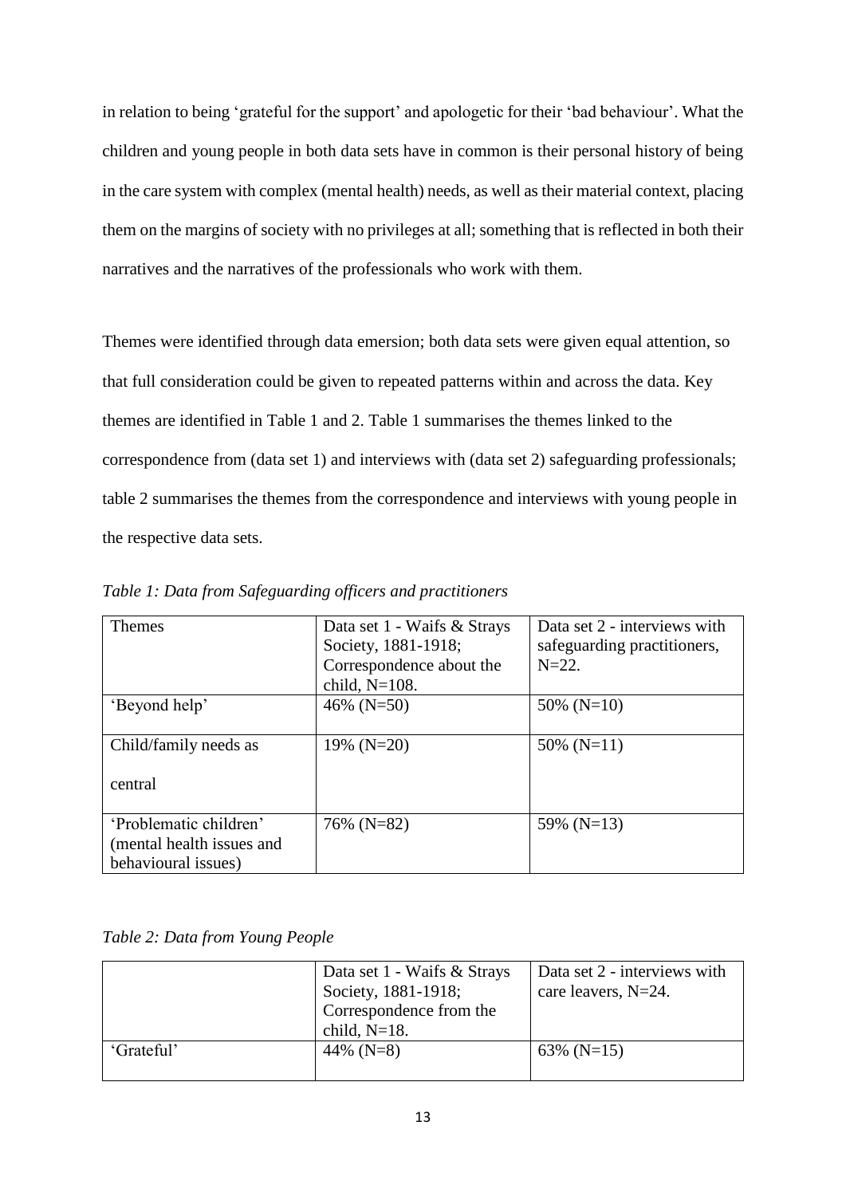in relation to being 'grateful for the support' and apologetic for their 'bad behaviour'. What the children and young people in both data sets have in common is their personal history of being in the care system with complex (mental health) needs, as well as their material context, placing them on the margins of society with no privileges at all; something that is reflected in both their narratives and the narratives of the professionals who work with them.

Themes were identified through data emersion; both data sets were given equal attention, so that full consideration could be given to repeated patterns within and across the data. Key themes are identified in Table 1 and 2. Table 1 summarises the themes linked to the correspondence from (data set 1) and interviews with (data set 2) safeguarding professionals; table 2 summarises the themes from the correspondence and interviews with young people in the respective data sets.

*Table 1: Data from Safeguarding officers and practitioners*

| Themes | Data set 1 - Waifs & Strays Society, 1881-1918; Correspondence about the child, N=108. | Data set 2 - interviews with safeguarding practitioners, N=22. |
|---|---|---|
| 'Beyond help' | 46% (N=50) | 50% (N=10) |
| Child/family needs as central | 19% (N=20) | 50% (N=11) |
| 'Problematic children' (mental health issues and behavioural issues) | 76% (N=82) | 59% (N=13) |

*Table 2: Data from Young People*

| | Data set 1 - Waifs & Strays Society, 1881-1918; Correspondence from the child, N=18. | Data set 2 - interviews with care leavers, N=24. |
|---|---|---|
| 'Grateful' | 44% (N=8) | 63% (N=15) |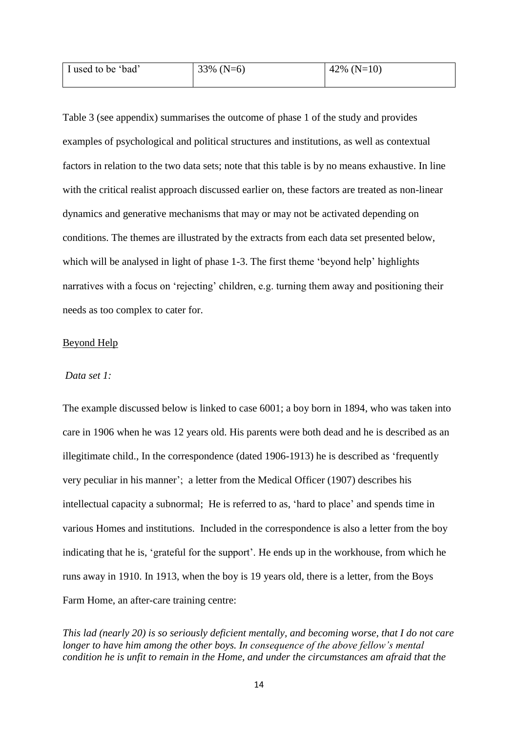| I used to be 'bad' | 33% (N=6) | 42% (N=10) |
|---|---|---|

Table 3 (see appendix) summarises the outcome of phase 1 of the study and provides examples of psychological and political structures and institutions, as well as contextual factors in relation to the two data sets; note that this table is by no means exhaustive. In line with the critical realist approach discussed earlier on, these factors are treated as non-linear dynamics and generative mechanisms that may or may not be activated depending on conditions. The themes are illustrated by the extracts from each data set presented below, which will be analysed in light of phase 1-3. The first theme 'beyond help' highlights narratives with a focus on 'rejecting' children, e.g. turning them away and positioning their needs as too complex to cater for.

Beyond Help

*Data set 1:*

The example discussed below is linked to case 6001; a boy born in 1894, who was taken into care in 1906 when he was 12 years old. His parents were both dead and he is described as an illegitimate child., In the correspondence (dated 1906-1913) he is described as 'frequently very peculiar in his manner'; a letter from the Medical Officer (1907) describes his intellectual capacity a subnormal; He is referred to as, 'hard to place' and spends time in various Homes and institutions. Included in the correspondence is also a letter from the boy indicating that he is, 'grateful for the support'. He ends up in the workhouse, from which he runs away in 1910. In 1913, when the boy is 19 years old, there is a letter, from the Boys Farm Home, an after-care training centre:

*This lad (nearly 20) is so seriously deficient mentally, and becoming worse, that I do not care longer to have him among the other boys. In consequence of the above fellow's mental condition he is unfit to remain in the Home, and under the circumstances am afraid that the*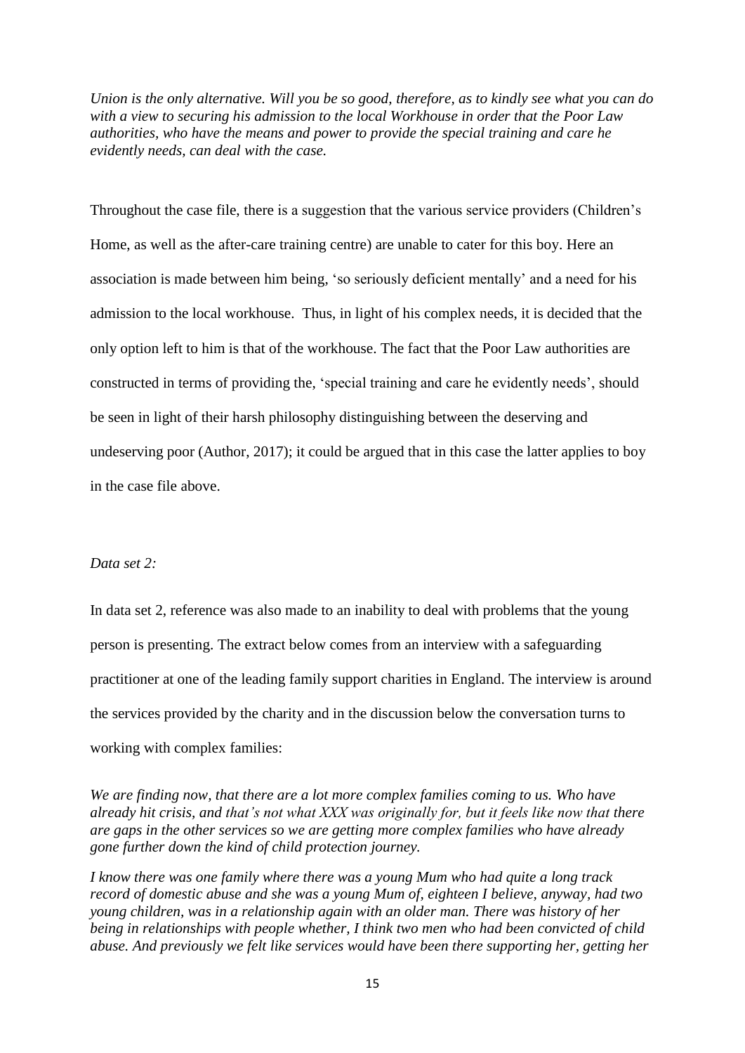*Union is the only alternative. Will you be so good, therefore, as to kindly see what you can do with a view to securing his admission to the local Workhouse in order that the Poor Law authorities, who have the means and power to provide the special training and care he evidently needs, can deal with the case.*

Throughout the case file, there is a suggestion that the various service providers (Children's Home, as well as the after-care training centre) are unable to cater for this boy. Here an association is made between him being, 'so seriously deficient mentally' and a need for his admission to the local workhouse. Thus, in light of his complex needs, it is decided that the only option left to him is that of the workhouse. The fact that the Poor Law authorities are constructed in terms of providing the, 'special training and care he evidently needs', should be seen in light of their harsh philosophy distinguishing between the deserving and undeserving poor (Author, 2017); it could be argued that in this case the latter applies to boy in the case file above.

*Data set 2:*

In data set 2, reference was also made to an inability to deal with problems that the young person is presenting. The extract below comes from an interview with a safeguarding practitioner at one of the leading family support charities in England. The interview is around the services provided by the charity and in the discussion below the conversation turns to working with complex families:

*We are finding now, that there are a lot more complex families coming to us. Who have already hit crisis, and that's not what XXX was originally for, but it feels like now that there are gaps in the other services so we are getting more complex families who have already gone further down the kind of child protection journey.*

*I know there was one family where there was a young Mum who had quite a long track record of domestic abuse and she was a young Mum of, eighteen I believe, anyway, had two young children, was in a relationship again with an older man. There was history of her being in relationships with people whether, I think two men who had been convicted of child abuse. And previously we felt like services would have been there supporting her, getting her*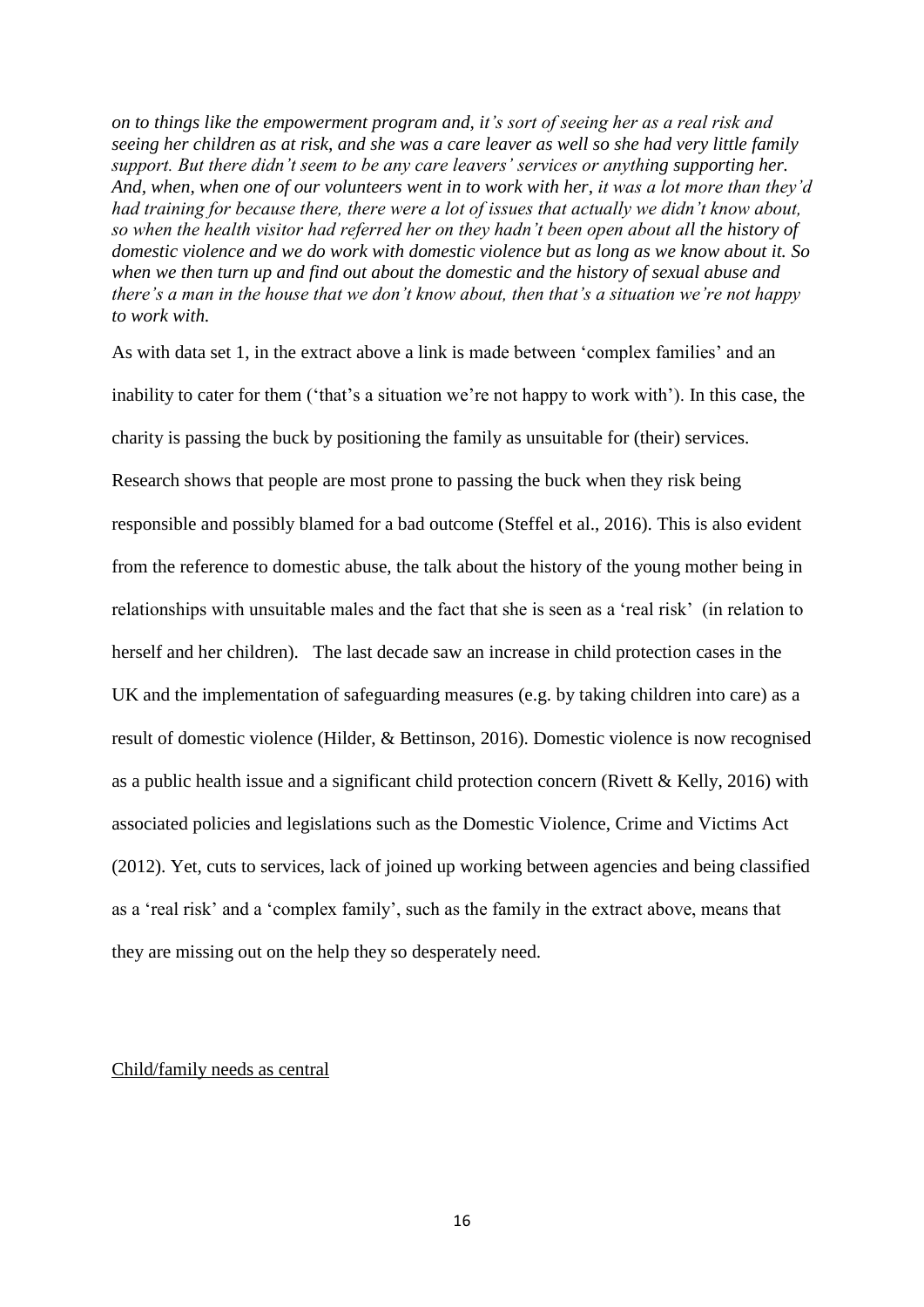*on to things like the empowerment program and, it's sort of seeing her as a real risk and seeing her children as at risk, and she was a care leaver as well so she had very little family support. But there didn't seem to be any care leavers' services or anything supporting her. And, when, when one of our volunteers went in to work with her, it was a lot more than they'd had training for because there, there were a lot of issues that actually we didn't know about, so when the health visitor had referred her on they hadn't been open about all the history of domestic violence and we do work with domestic violence but as long as we know about it. So when we then turn up and find out about the domestic and the history of sexual abuse and there's a man in the house that we don't know about, then that's a situation we're not happy to work with.*

As with data set 1, in the extract above a link is made between 'complex families' and an inability to cater for them ('that's a situation we're not happy to work with'). In this case, the charity is passing the buck by positioning the family as unsuitable for (their) services. Research shows that people are most prone to passing the buck when they risk being responsible and possibly blamed for a bad outcome (Steffel et al., 2016). This is also evident from the reference to domestic abuse, the talk about the history of the young mother being in relationships with unsuitable males and the fact that she is seen as a 'real risk' (in relation to herself and her children). The last decade saw an increase in child protection cases in the UK and the implementation of safeguarding measures (e.g. by taking children into care) as a result of domestic violence (Hilder, & Bettinson, 2016). Domestic violence is now recognised as a public health issue and a significant child protection concern (Rivett & Kelly, 2016) with associated policies and legislations such as the Domestic Violence, Crime and Victims Act (2012). Yet, cuts to services, lack of joined up working between agencies and being classified as a 'real risk' and a 'complex family', such as the family in the extract above, means that they are missing out on the help they so desperately need.

<u>Child/family needs as central</u>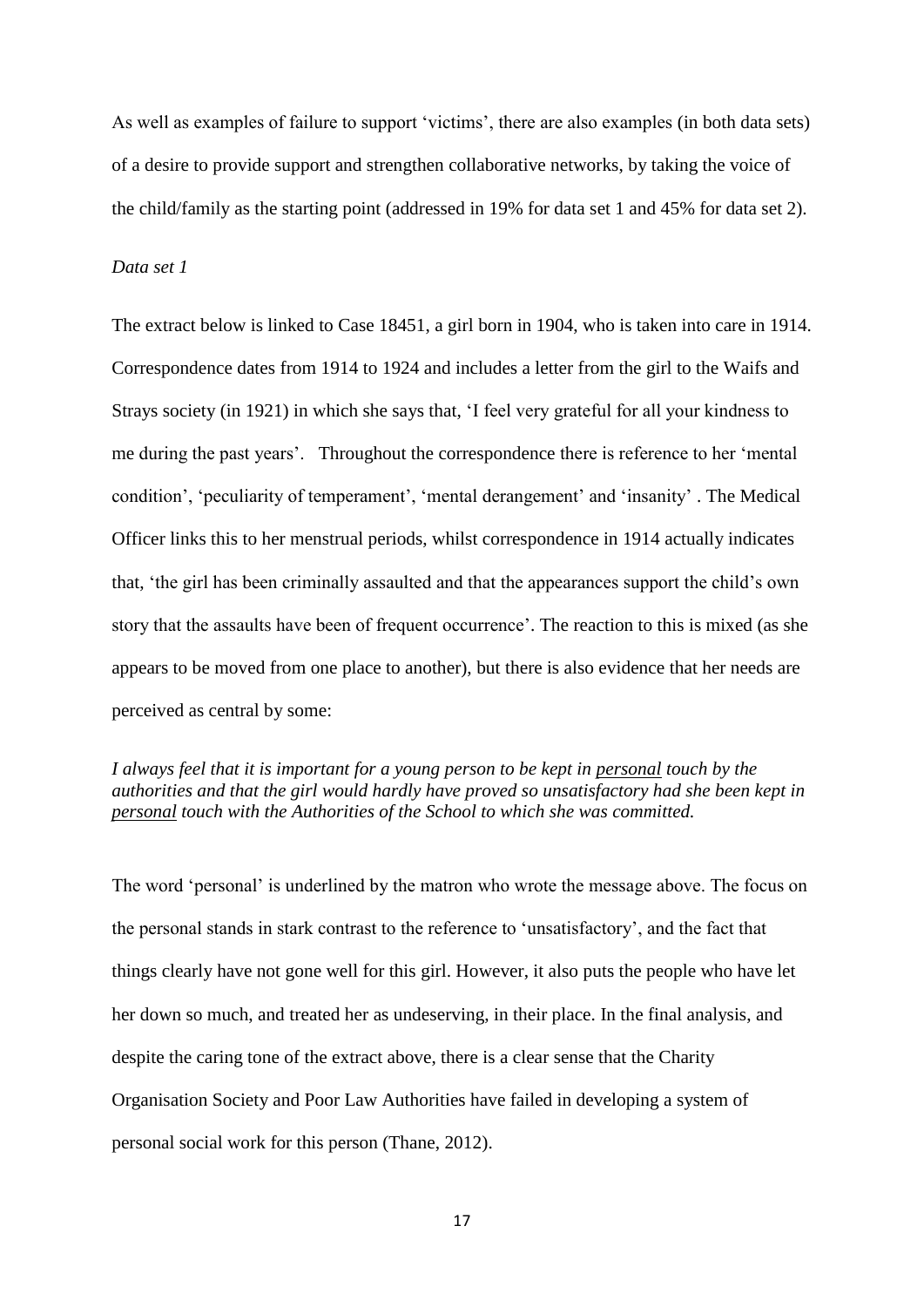As well as examples of failure to support 'victims', there are also examples (in both data sets) of a desire to provide support and strengthen collaborative networks, by taking the voice of the child/family as the starting point (addressed in 19% for data set 1 and 45% for data set 2).

*Data set 1*

The extract below is linked to Case 18451, a girl born in 1904, who is taken into care in 1914. Correspondence dates from 1914 to 1924 and includes a letter from the girl to the Waifs and Strays society (in 1921) in which she says that, 'I feel very grateful for all your kindness to me during the past years'. Throughout the correspondence there is reference to her 'mental condition', 'peculiarity of temperament', 'mental derangement' and 'insanity' . The Medical Officer links this to her menstrual periods, whilst correspondence in 1914 actually indicates that, 'the girl has been criminally assaulted and that the appearances support the child's own story that the assaults have been of frequent occurrence'. The reaction to this is mixed (as she appears to be moved from one place to another), but there is also evidence that her needs are perceived as central by some:

*I always feel that it is important for a young person to be kept in <u>personal</u> touch by the authorities and that the girl would hardly have proved so unsatisfactory had she been kept in <u>personal</u> touch with the Authorities of the School to which she was committed.*

The word 'personal' is underlined by the matron who wrote the message above. The focus on the personal stands in stark contrast to the reference to 'unsatisfactory', and the fact that things clearly have not gone well for this girl. However, it also puts the people who have let her down so much, and treated her as undeserving, in their place. In the final analysis, and despite the caring tone of the extract above, there is a clear sense that the Charity Organisation Society and Poor Law Authorities have failed in developing a system of personal social work for this person (Thane, 2012).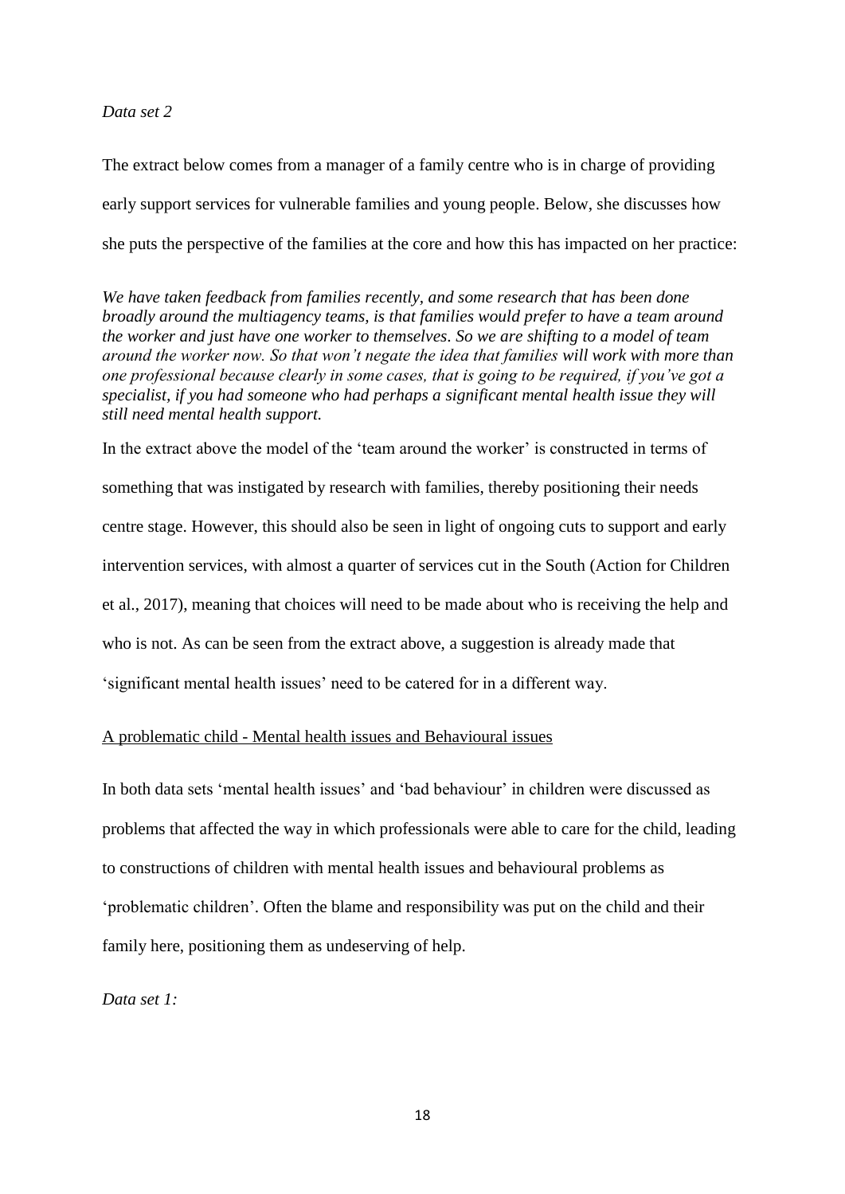*Data set 2*

The extract below comes from a manager of a family centre who is in charge of providing early support services for vulnerable families and young people. Below, she discusses how she puts the perspective of the families at the core and how this has impacted on her practice:

*We have taken feedback from families recently, and some research that has been done broadly around the multiagency teams, is that families would prefer to have a team around the worker and just have one worker to themselves. So we are shifting to a model of team around the worker now. So that won't negate the idea that families will work with more than one professional because clearly in some cases, that is going to be required, if you've got a specialist, if you had someone who had perhaps a significant mental health issue they will still need mental health support.*

In the extract above the model of the 'team around the worker' is constructed in terms of something that was instigated by research with families, thereby positioning their needs centre stage. However, this should also be seen in light of ongoing cuts to support and early intervention services, with almost a quarter of services cut in the South (Action for Children et al., 2017), meaning that choices will need to be made about who is receiving the help and who is not. As can be seen from the extract above, a suggestion is already made that 'significant mental health issues' need to be catered for in a different way.

<u>A problematic child - Mental health issues and Behavioural issues</u>

In both data sets 'mental health issues' and 'bad behaviour' in children were discussed as problems that affected the way in which professionals were able to care for the child, leading to constructions of children with mental health issues and behavioural problems as 'problematic children'. Often the blame and responsibility was put on the child and their family here, positioning them as undeserving of help.

*Data set 1:*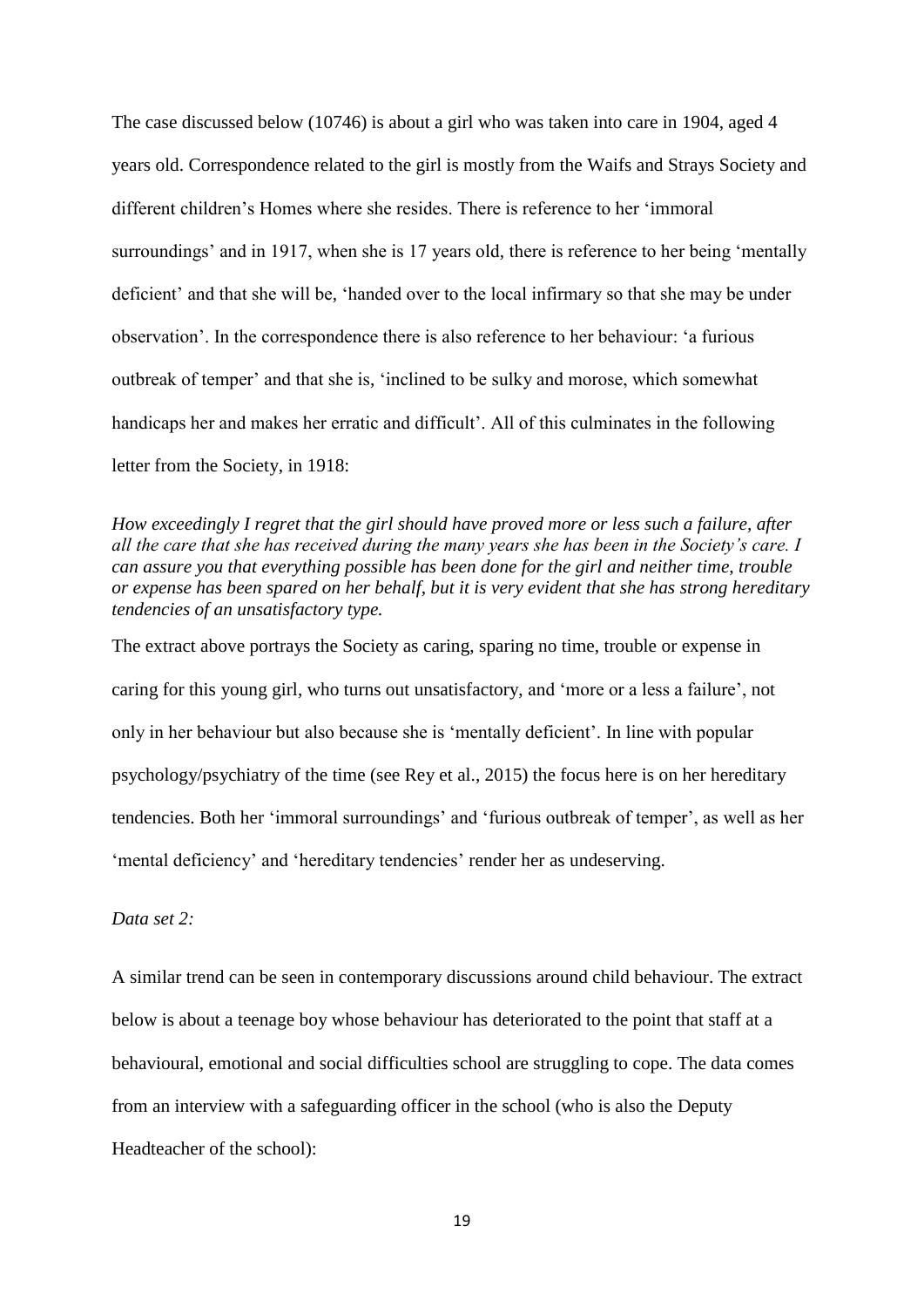The case discussed below (10746) is about a girl who was taken into care in 1904, aged 4 years old. Correspondence related to the girl is mostly from the Waifs and Strays Society and different children's Homes where she resides. There is reference to her 'immoral surroundings' and in 1917, when she is 17 years old, there is reference to her being 'mentally deficient' and that she will be, 'handed over to the local infirmary so that she may be under observation'. In the correspondence there is also reference to her behaviour: 'a furious outbreak of temper' and that she is, 'inclined to be sulky and morose, which somewhat handicaps her and makes her erratic and difficult'. All of this culminates in the following letter from the Society, in 1918:

*How exceedingly I regret that the girl should have proved more or less such a failure, after all the care that she has received during the many years she has been in the Society's care. I can assure you that everything possible has been done for the girl and neither time, trouble or expense has been spared on her behalf, but it is very evident that she has strong hereditary tendencies of an unsatisfactory type.*

The extract above portrays the Society as caring, sparing no time, trouble or expense in caring for this young girl, who turns out unsatisfactory, and 'more or a less a failure', not only in her behaviour but also because she is 'mentally deficient'. In line with popular psychology/psychiatry of the time (see Rey et al., 2015) the focus here is on her hereditary tendencies. Both her 'immoral surroundings' and 'furious outbreak of temper', as well as her 'mental deficiency' and 'hereditary tendencies' render her as undeserving.

*Data set 2:*

A similar trend can be seen in contemporary discussions around child behaviour. The extract below is about a teenage boy whose behaviour has deteriorated to the point that staff at a behavioural, emotional and social difficulties school are struggling to cope. The data comes from an interview with a safeguarding officer in the school (who is also the Deputy Headteacher of the school):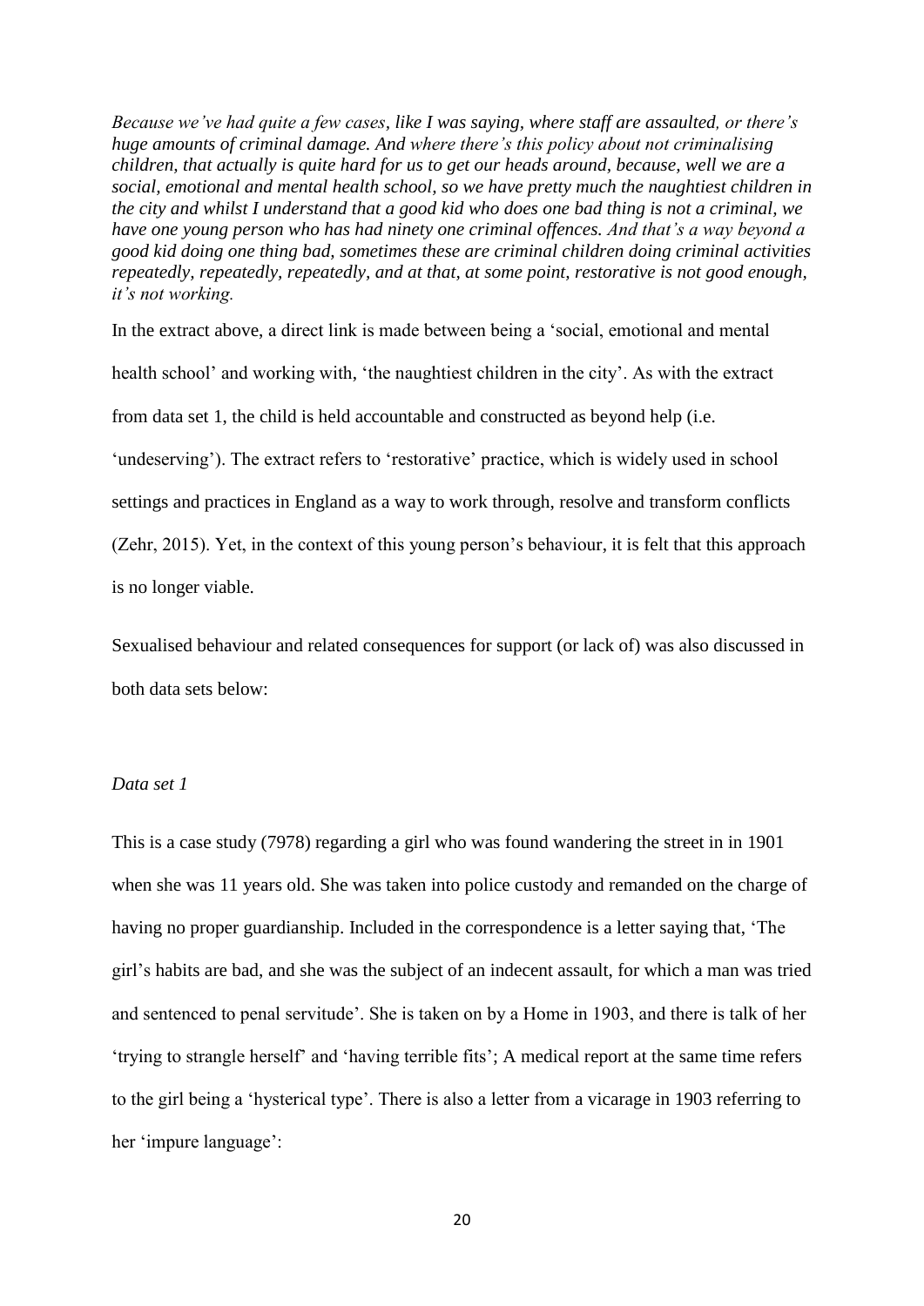*Because we've had quite a few cases, like I was saying, where staff are assaulted, or there's huge amounts of criminal damage. And where there's this policy about not criminalising children, that actually is quite hard for us to get our heads around, because, well we are a social, emotional and mental health school, so we have pretty much the naughtiest children in the city and whilst I understand that a good kid who does one bad thing is not a criminal, we have one young person who has had ninety one criminal offences. And that's a way beyond a good kid doing one thing bad, sometimes these are criminal children doing criminal activities repeatedly, repeatedly, repeatedly, and at that, at some point, restorative is not good enough, it's not working.*

In the extract above, a direct link is made between being a 'social, emotional and mental health school' and working with, 'the naughtiest children in the city'. As with the extract from data set 1, the child is held accountable and constructed as beyond help (i.e. 'undeserving'). The extract refers to 'restorative' practice, which is widely used in school settings and practices in England as a way to work through, resolve and transform conflicts (Zehr, 2015). Yet, in the context of this young person's behaviour, it is felt that this approach is no longer viable.

Sexualised behaviour and related consequences for support (or lack of) was also discussed in both data sets below:

*Data set 1*

This is a case study (7978) regarding a girl who was found wandering the street in in 1901 when she was 11 years old. She was taken into police custody and remanded on the charge of having no proper guardianship. Included in the correspondence is a letter saying that, 'The girl's habits are bad, and she was the subject of an indecent assault, for which a man was tried and sentenced to penal servitude'. She is taken on by a Home in 1903, and there is talk of her 'trying to strangle herself' and 'having terrible fits'; A medical report at the same time refers to the girl being a 'hysterical type'. There is also a letter from a vicarage in 1903 referring to her 'impure language':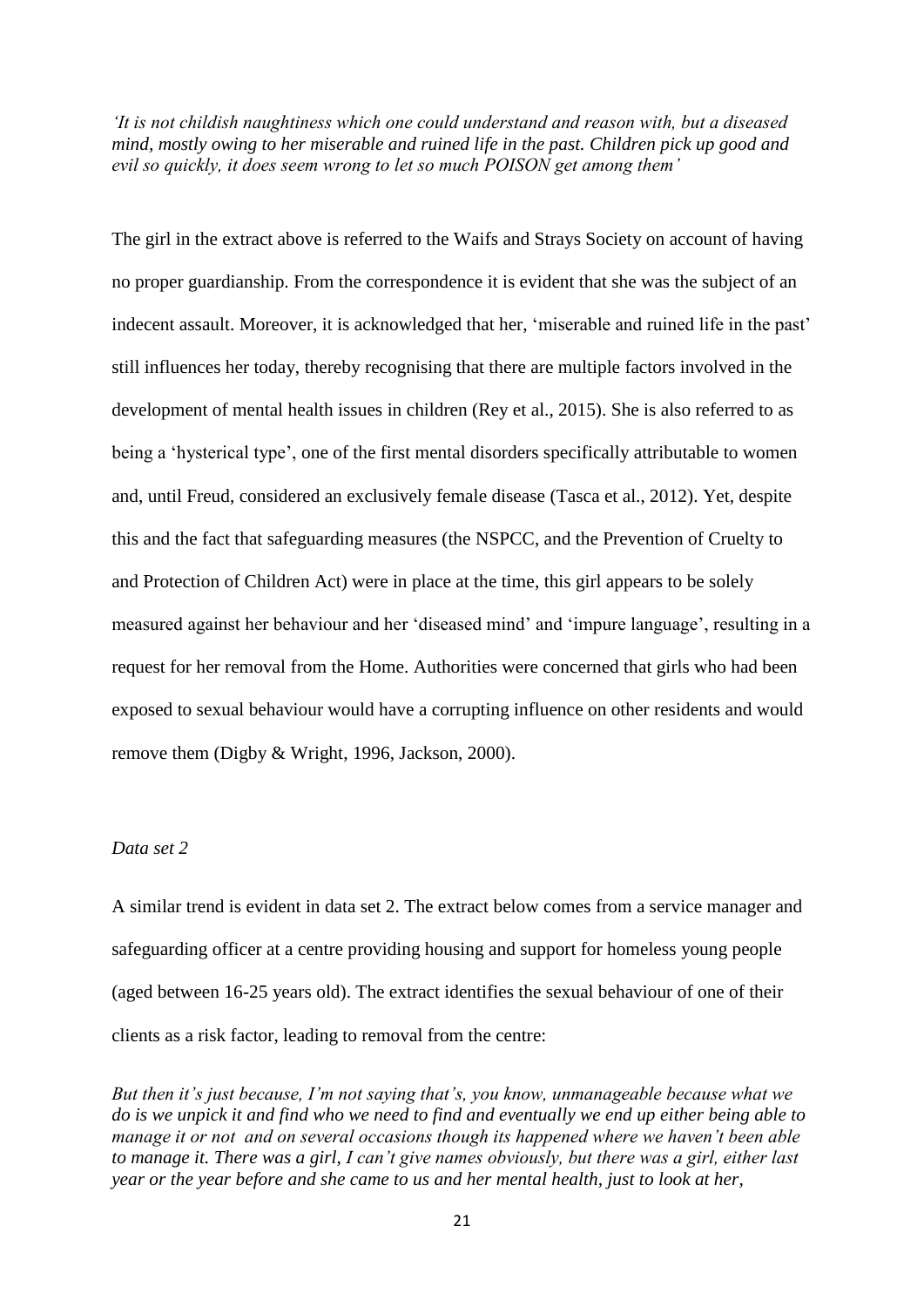*'It is not childish naughtiness which one could understand and reason with, but a diseased mind, mostly owing to her miserable and ruined life in the past. Children pick up good and evil so quickly, it does seem wrong to let so much POISON get among them'*

The girl in the extract above is referred to the Waifs and Strays Society on account of having no proper guardianship. From the correspondence it is evident that she was the subject of an indecent assault. Moreover, it is acknowledged that her, 'miserable and ruined life in the past' still influences her today, thereby recognising that there are multiple factors involved in the development of mental health issues in children (Rey et al., 2015). She is also referred to as being a 'hysterical type', one of the first mental disorders specifically attributable to women and, until Freud, considered an exclusively female disease (Tasca et al., 2012). Yet, despite this and the fact that safeguarding measures (the NSPCC, and the Prevention of Cruelty to and Protection of Children Act) were in place at the time, this girl appears to be solely measured against her behaviour and her 'diseased mind' and 'impure language', resulting in a request for her removal from the Home. Authorities were concerned that girls who had been exposed to sexual behaviour would have a corrupting influence on other residents and would remove them (Digby & Wright, 1996, Jackson, 2000).

*Data set 2*

A similar trend is evident in data set 2. The extract below comes from a service manager and safeguarding officer at a centre providing housing and support for homeless young people (aged between 16-25 years old). The extract identifies the sexual behaviour of one of their clients as a risk factor, leading to removal from the centre:

*But then it's just because, I'm not saying that's, you know, unmanageable because what we do is we unpick it and find who we need to find and eventually we end up either being able to manage it or not and on several occasions though its happened where we haven't been able to manage it. There was a girl, I can't give names obviously, but there was a girl, either last year or the year before and she came to us and her mental health, just to look at her,*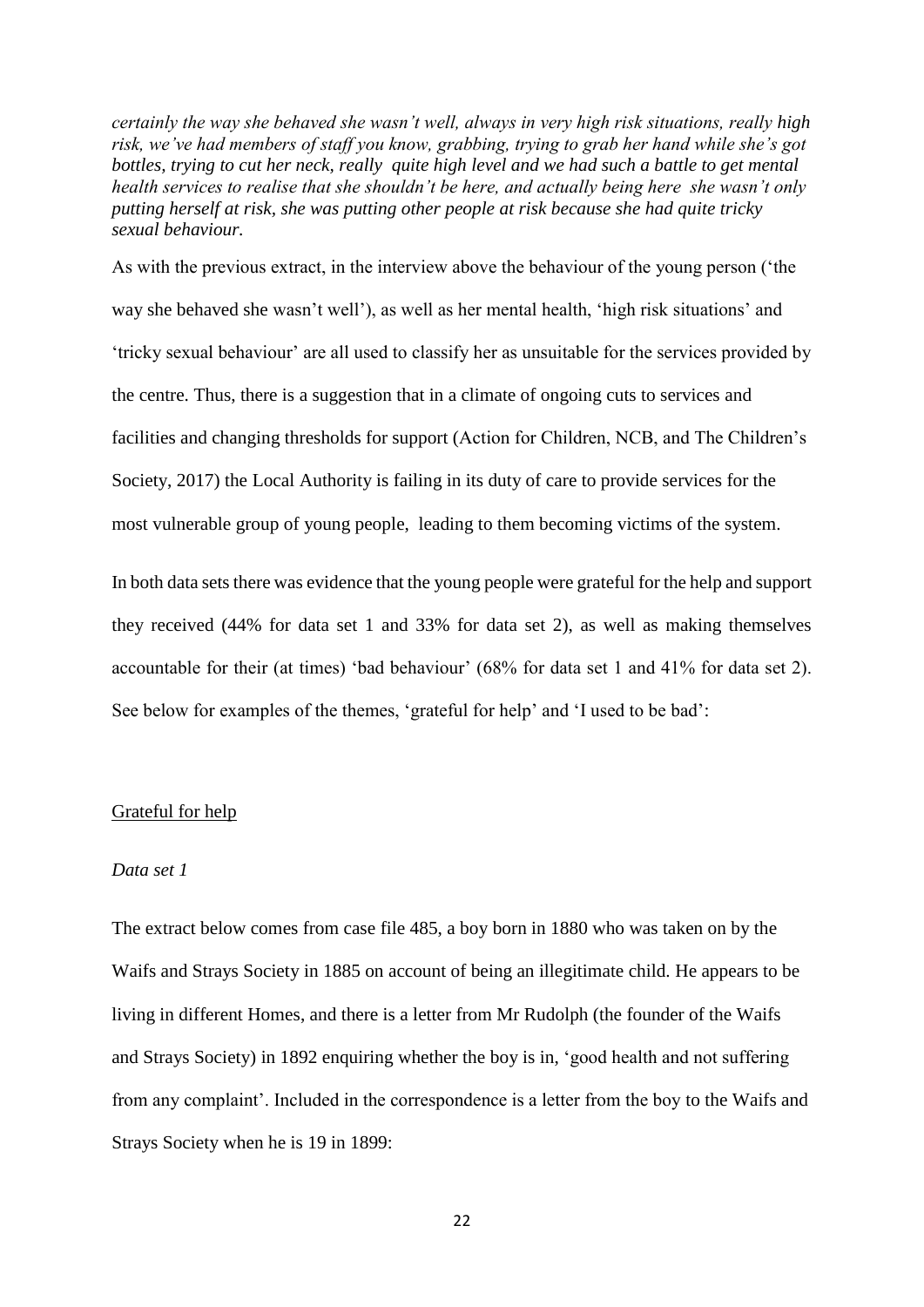*certainly the way she behaved she wasn't well, always in very high risk situations, really high risk, we've had members of staff you know, grabbing, trying to grab her hand while she's got bottles, trying to cut her neck, really quite high level and we had such a battle to get mental health services to realise that she shouldn't be here, and actually being here she wasn't only putting herself at risk, she was putting other people at risk because she had quite tricky sexual behaviour.*

As with the previous extract, in the interview above the behaviour of the young person ('the way she behaved she wasn't well'), as well as her mental health, 'high risk situations' and 'tricky sexual behaviour' are all used to classify her as unsuitable for the services provided by the centre. Thus, there is a suggestion that in a climate of ongoing cuts to services and facilities and changing thresholds for support (Action for Children, NCB, and The Children's Society, 2017) the Local Authority is failing in its duty of care to provide services for the most vulnerable group of young people, leading to them becoming victims of the system.

In both data sets there was evidence that the young people were grateful for the help and support they received (44% for data set 1 and 33% for data set 2), as well as making themselves accountable for their (at times) 'bad behaviour' (68% for data set 1 and 41% for data set 2). See below for examples of the themes, 'grateful for help' and 'I used to be bad':

<u>Grateful for help</u>

*Data set 1*

The extract below comes from case file 485, a boy born in 1880 who was taken on by the Waifs and Strays Society in 1885 on account of being an illegitimate child. He appears to be living in different Homes, and there is a letter from Mr Rudolph (the founder of the Waifs and Strays Society) in 1892 enquiring whether the boy is in, 'good health and not suffering from any complaint'. Included in the correspondence is a letter from the boy to the Waifs and Strays Society when he is 19 in 1899: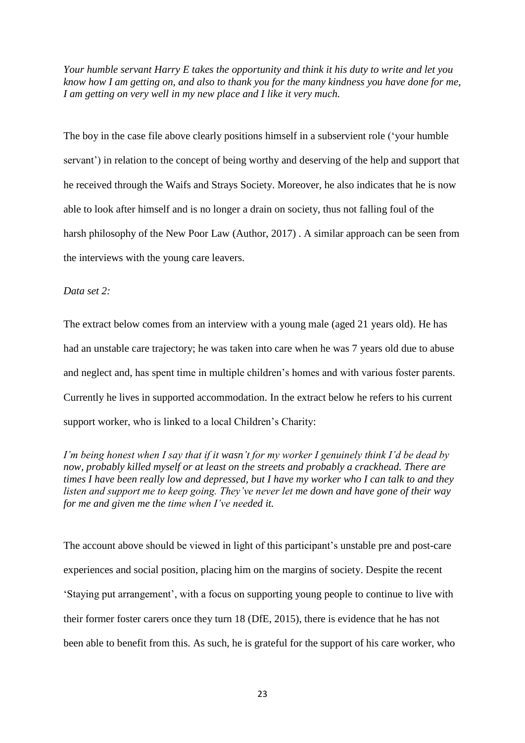*Your humble servant Harry E takes the opportunity and think it his duty to write and let you know how I am getting on, and also to thank you for the many kindness you have done for me, I am getting on very well in my new place and I like it very much.*

The boy in the case file above clearly positions himself in a subservient role ('your humble servant') in relation to the concept of being worthy and deserving of the help and support that he received through the Waifs and Strays Society. Moreover, he also indicates that he is now able to look after himself and is no longer a drain on society, thus not falling foul of the harsh philosophy of the New Poor Law (Author, 2017) . A similar approach can be seen from the interviews with the young care leavers.

*Data set 2:*

The extract below comes from an interview with a young male (aged 21 years old). He has had an unstable care trajectory; he was taken into care when he was 7 years old due to abuse and neglect and, has spent time in multiple children's homes and with various foster parents. Currently he lives in supported accommodation. In the extract below he refers to his current support worker, who is linked to a local Children's Charity:

*I'm being honest when I say that if it wasn't for my worker I genuinely think I'd be dead by now, probably killed myself or at least on the streets and probably a crackhead. There are times I have been really low and depressed, but I have my worker who I can talk to and they listen and support me to keep going. They've never let me down and have gone of their way for me and given me the time when I've needed it.*

The account above should be viewed in light of this participant's unstable pre and post-care experiences and social position, placing him on the margins of society. Despite the recent 'Staying put arrangement', with a focus on supporting young people to continue to live with their former foster carers once they turn 18 (DfE, 2015), there is evidence that he has not been able to benefit from this. As such, he is grateful for the support of his care worker, who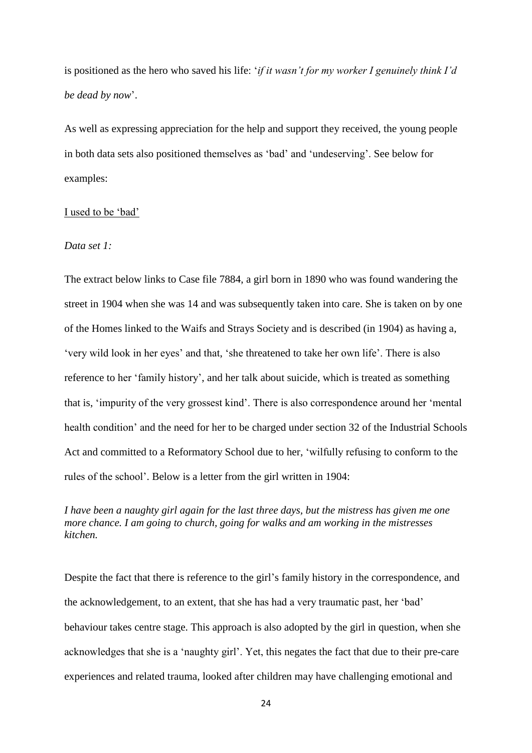is positioned as the hero who saved his life: '*if it wasn't for my worker I genuinely think I'd be dead by now*'.

As well as expressing appreciation for the help and support they received, the young people in both data sets also positioned themselves as 'bad' and 'undeserving'. See below for examples:

<u>I used to be 'bad'</u>

*Data set 1:*

The extract below links to Case file 7884, a girl born in 1890 who was found wandering the street in 1904 when she was 14 and was subsequently taken into care. She is taken on by one of the Homes linked to the Waifs and Strays Society and is described (in 1904) as having a, 'very wild look in her eyes' and that, 'she threatened to take her own life'. There is also reference to her 'family history', and her talk about suicide, which is treated as something that is, 'impurity of the very grossest kind'. There is also correspondence around her 'mental health condition' and the need for her to be charged under section 32 of the Industrial Schools Act and committed to a Reformatory School due to her, 'wilfully refusing to conform to the rules of the school'. Below is a letter from the girl written in 1904:

*I have been a naughty girl again for the last three days, but the mistress has given me one more chance. I am going to church, going for walks and am working in the mistresses kitchen.*

Despite the fact that there is reference to the girl's family history in the correspondence, and the acknowledgement, to an extent, that she has had a very traumatic past, her 'bad' behaviour takes centre stage. This approach is also adopted by the girl in question, when she acknowledges that she is a 'naughty girl'. Yet, this negates the fact that due to their pre-care experiences and related trauma, looked after children may have challenging emotional and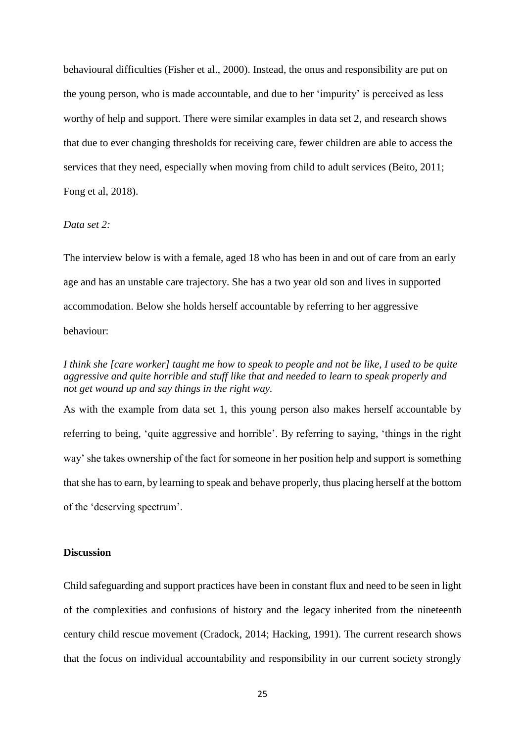behavioural difficulties (Fisher et al., 2000). Instead, the onus and responsibility are put on the young person, who is made accountable, and due to her 'impurity' is perceived as less worthy of help and support. There were similar examples in data set 2, and research shows that due to ever changing thresholds for receiving care, fewer children are able to access the services that they need, especially when moving from child to adult services (Beito, 2011; Fong et al, 2018).

*Data set 2:*

The interview below is with a female, aged 18 who has been in and out of care from an early age and has an unstable care trajectory. She has a two year old son and lives in supported accommodation. Below she holds herself accountable by referring to her aggressive behaviour:

*I think she [care worker] taught me how to speak to people and not be like, I used to be quite aggressive and quite horrible and stuff like that and needed to learn to speak properly and not get wound up and say things in the right way.*

As with the example from data set 1, this young person also makes herself accountable by referring to being, 'quite aggressive and horrible'. By referring to saying, 'things in the right way' she takes ownership of the fact for someone in her position help and support is something that she has to earn, by learning to speak and behave properly, thus placing herself at the bottom of the 'deserving spectrum'.

**Discussion**

Child safeguarding and support practices have been in constant flux and need to be seen in light of the complexities and confusions of history and the legacy inherited from the nineteenth century child rescue movement (Cradock, 2014; Hacking, 1991). The current research shows that the focus on individual accountability and responsibility in our current society strongly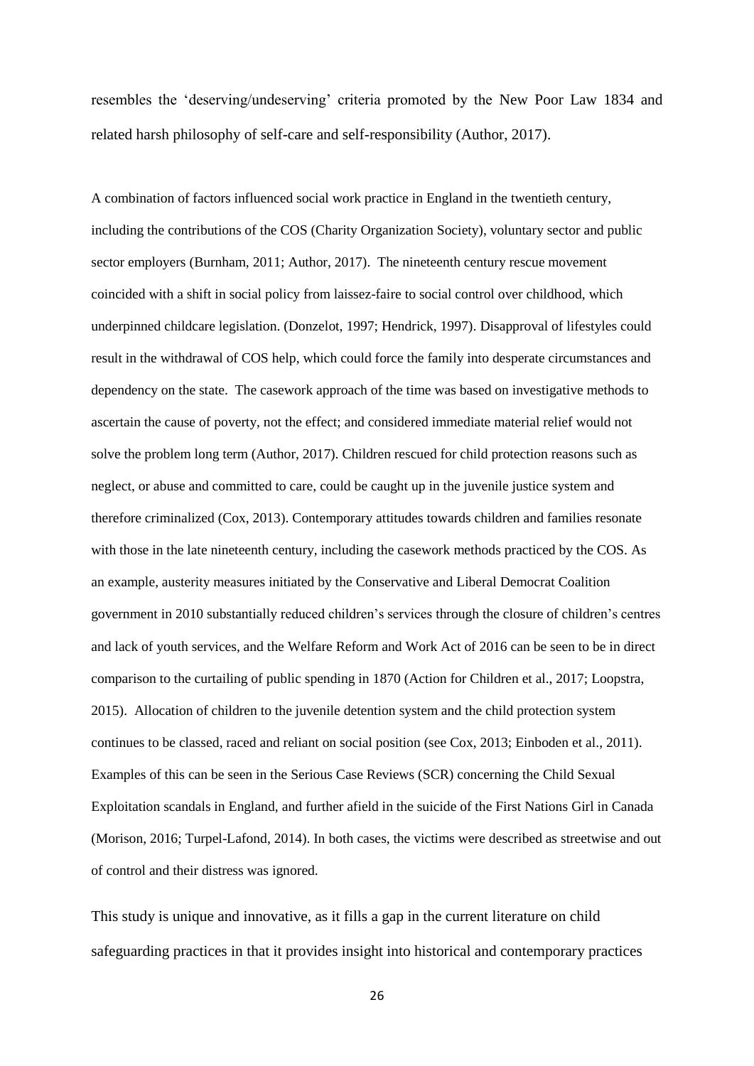resembles the 'deserving/undeserving' criteria promoted by the New Poor Law 1834 and related harsh philosophy of self-care and self-responsibility (Author, 2017).

A combination of factors influenced social work practice in England in the twentieth century, including the contributions of the COS (Charity Organization Society), voluntary sector and public sector employers (Burnham, 2011; Author, 2017). The nineteenth century rescue movement coincided with a shift in social policy from laissez-faire to social control over childhood, which underpinned childcare legislation. (Donzelot, 1997; Hendrick, 1997). Disapproval of lifestyles could result in the withdrawal of COS help, which could force the family into desperate circumstances and dependency on the state. The casework approach of the time was based on investigative methods to ascertain the cause of poverty, not the effect; and considered immediate material relief would not solve the problem long term (Author, 2017). Children rescued for child protection reasons such as neglect, or abuse and committed to care, could be caught up in the juvenile justice system and therefore criminalized (Cox, 2013). Contemporary attitudes towards children and families resonate with those in the late nineteenth century, including the casework methods practiced by the COS. As an example, austerity measures initiated by the Conservative and Liberal Democrat Coalition government in 2010 substantially reduced children's services through the closure of children's centres and lack of youth services, and the Welfare Reform and Work Act of 2016 can be seen to be in direct comparison to the curtailing of public spending in 1870 (Action for Children et al., 2017; Loopstra, 2015). Allocation of children to the juvenile detention system and the child protection system continues to be classed, raced and reliant on social position (see Cox, 2013; Einboden et al., 2011). Examples of this can be seen in the Serious Case Reviews (SCR) concerning the Child Sexual Exploitation scandals in England, and further afield in the suicide of the First Nations Girl in Canada (Morison, 2016; Turpel-Lafond, 2014). In both cases, the victims were described as streetwise and out of control and their distress was ignored.

This study is unique and innovative, as it fills a gap in the current literature on child safeguarding practices in that it provides insight into historical and contemporary practices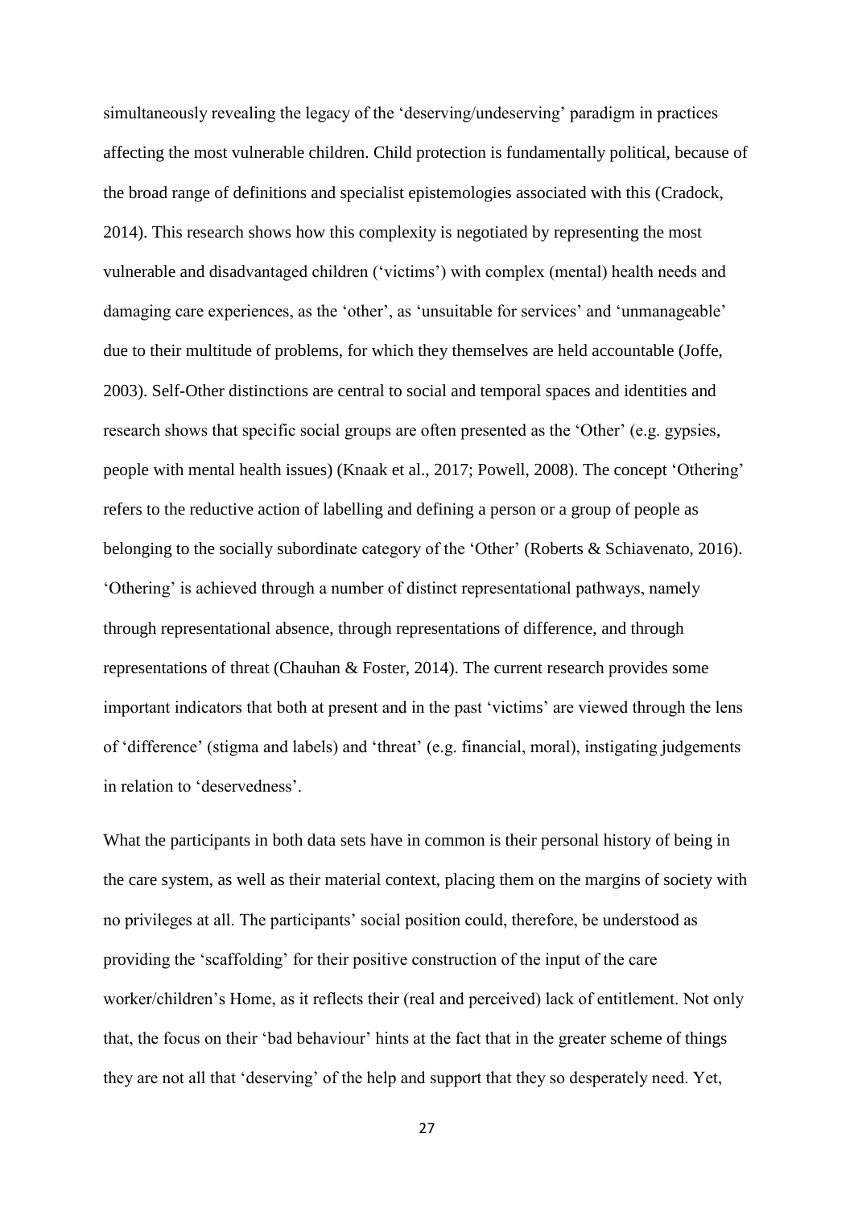simultaneously revealing the legacy of the 'deserving/undeserving' paradigm in practices affecting the most vulnerable children. Child protection is fundamentally political, because of the broad range of definitions and specialist epistemologies associated with this (Cradock, 2014). This research shows how this complexity is negotiated by representing the most vulnerable and disadvantaged children ('victims') with complex (mental) health needs and damaging care experiences, as the 'other', as 'unsuitable for services' and 'unmanageable' due to their multitude of problems, for which they themselves are held accountable (Joffe, 2003). Self-Other distinctions are central to social and temporal spaces and identities and research shows that specific social groups are often presented as the 'Other' (e.g. gypsies, people with mental health issues) (Knaak et al., 2017; Powell, 2008). The concept 'Othering' refers to the reductive action of labelling and defining a person or a group of people as belonging to the socially subordinate category of the 'Other' (Roberts & Schiavenato, 2016). 'Othering' is achieved through a number of distinct representational pathways, namely through representational absence, through representations of difference, and through representations of threat (Chauhan & Foster, 2014). The current research provides some important indicators that both at present and in the past 'victims' are viewed through the lens of 'difference' (stigma and labels) and 'threat' (e.g. financial, moral), instigating judgements in relation to 'deservedness'.

What the participants in both data sets have in common is their personal history of being in the care system, as well as their material context, placing them on the margins of society with no privileges at all. The participants' social position could, therefore, be understood as providing the 'scaffolding' for their positive construction of the input of the care worker/children's Home, as it reflects their (real and perceived) lack of entitlement. Not only that, the focus on their 'bad behaviour' hints at the fact that in the greater scheme of things they are not all that 'deserving' of the help and support that they so desperately need. Yet,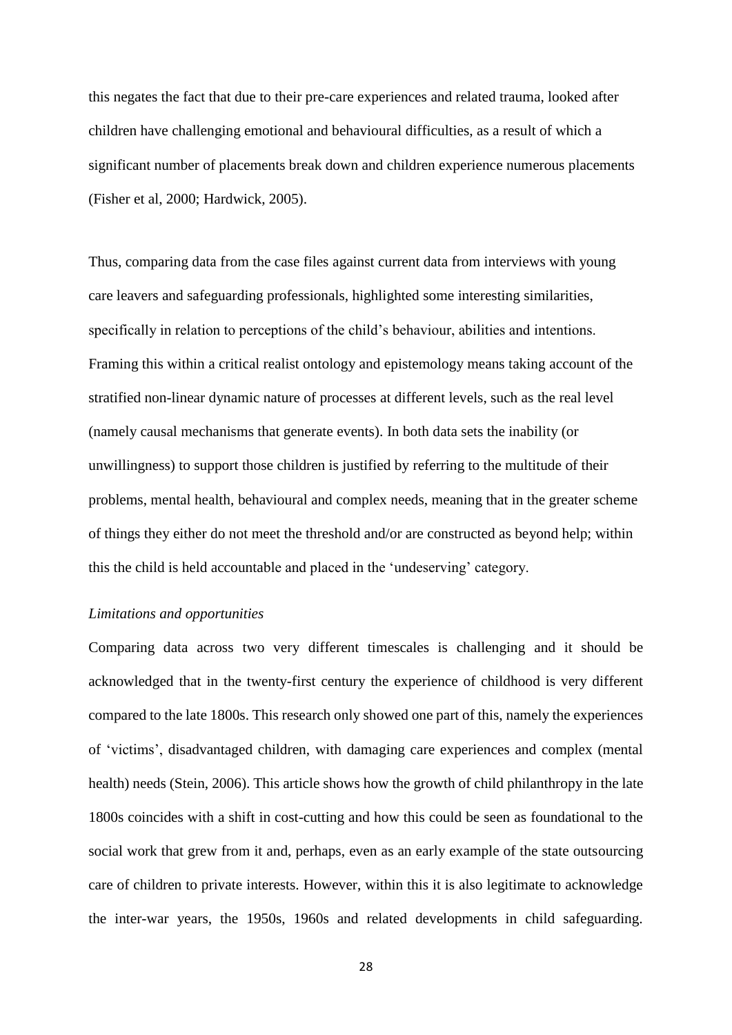this negates the fact that due to their pre-care experiences and related trauma, looked after children have challenging emotional and behavioural difficulties, as a result of which a significant number of placements break down and children experience numerous placements (Fisher et al, 2000; Hardwick, 2005).

Thus, comparing data from the case files against current data from interviews with young care leavers and safeguarding professionals, highlighted some interesting similarities, specifically in relation to perceptions of the child's behaviour, abilities and intentions. Framing this within a critical realist ontology and epistemology means taking account of the stratified non-linear dynamic nature of processes at different levels, such as the real level (namely causal mechanisms that generate events). In both data sets the inability (or unwillingness) to support those children is justified by referring to the multitude of their problems, mental health, behavioural and complex needs, meaning that in the greater scheme of things they either do not meet the threshold and/or are constructed as beyond help; within this the child is held accountable and placed in the 'undeserving' category.

*Limitations and opportunities*

Comparing data across two very different timescales is challenging and it should be acknowledged that in the twenty-first century the experience of childhood is very different compared to the late 1800s. This research only showed one part of this, namely the experiences of 'victims', disadvantaged children, with damaging care experiences and complex (mental health) needs (Stein, 2006). This article shows how the growth of child philanthropy in the late 1800s coincides with a shift in cost-cutting and how this could be seen as foundational to the social work that grew from it and, perhaps, even as an early example of the state outsourcing care of children to private interests. However, within this it is also legitimate to acknowledge the inter-war years, the 1950s, 1960s and related developments in child safeguarding.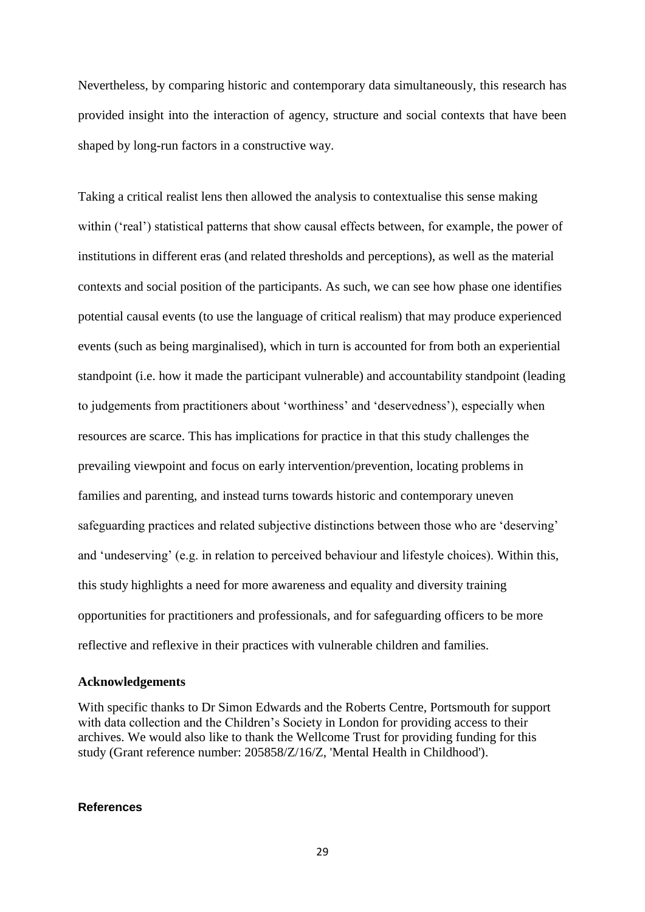Nevertheless, by comparing historic and contemporary data simultaneously, this research has provided insight into the interaction of agency, structure and social contexts that have been shaped by long-run factors in a constructive way.

Taking a critical realist lens then allowed the analysis to contextualise this sense making within ('real') statistical patterns that show causal effects between, for example, the power of institutions in different eras (and related thresholds and perceptions), as well as the material contexts and social position of the participants. As such, we can see how phase one identifies potential causal events (to use the language of critical realism) that may produce experienced events (such as being marginalised), which in turn is accounted for from both an experiential standpoint (i.e. how it made the participant vulnerable) and accountability standpoint (leading to judgements from practitioners about 'worthiness' and 'deservedness'), especially when resources are scarce. This has implications for practice in that this study challenges the prevailing viewpoint and focus on early intervention/prevention, locating problems in families and parenting, and instead turns towards historic and contemporary uneven safeguarding practices and related subjective distinctions between those who are 'deserving' and 'undeserving' (e.g. in relation to perceived behaviour and lifestyle choices). Within this, this study highlights a need for more awareness and equality and diversity training opportunities for practitioners and professionals, and for safeguarding officers to be more reflective and reflexive in their practices with vulnerable children and families.

## Acknowledgements

With specific thanks to Dr Simon Edwards and the Roberts Centre, Portsmouth for support with data collection and the Children's Society in London for providing access to their archives. We would also like to thank the Wellcome Trust for providing funding for this study (Grant reference number: 205858/Z/16/Z, 'Mental Health in Childhood').

## References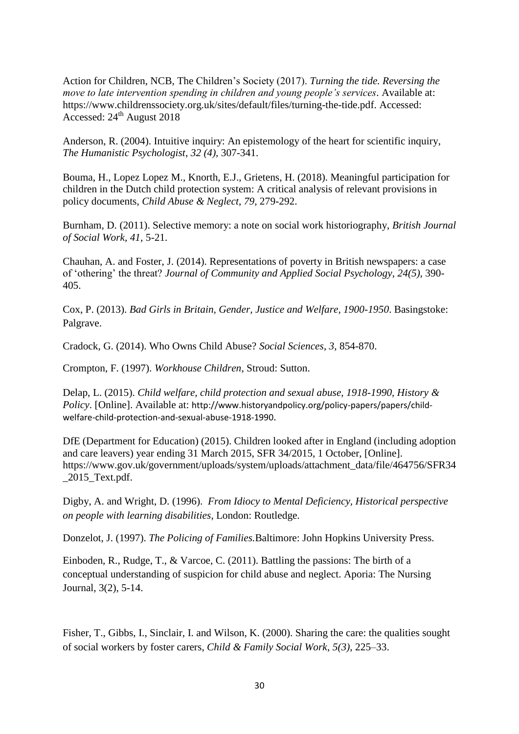Action for Children, NCB, The Children's Society (2017). *Turning the tide. Reversing the move to late intervention spending in children and young people's services*. Available at: https://www.childrenssociety.org.uk/sites/default/files/turning-the-tide.pdf. Accessed: Accessed: 24th August 2018

Anderson, R. (2004). Intuitive inquiry: An epistemology of the heart for scientific inquiry, *The Humanistic Psychologist*, *32 (4)*, 307-341.

Bouma, H., Lopez Lopez M., Knorth, E.J., Grietens, H. (2018). Meaningful participation for children in the Dutch child protection system: A critical analysis of relevant provisions in policy documents, *Child Abuse & Neglect*, *79*, 279-292.

Burnham, D. (2011). Selective memory: a note on social work historiography, *British Journal of Social Work*, *41*, 5-21.

Chauhan, A. and Foster, J. (2014). Representations of poverty in British newspapers: a case of 'othering' the threat? *Journal of Community and Applied Social Psychology*, *24(5)*, 390-405.

Cox, P. (2013). *Bad Girls in Britain, Gender, Justice and Welfare, 1900-1950*. Basingstoke: Palgrave.

Cradock, G. (2014). Who Owns Child Abuse? *Social Sciences*, *3*, 854-870.

Crompton, F. (1997). *Workhouse Children*, Stroud: Sutton.

Delap, L. (2015). *Child welfare, child protection and sexual abuse, 1918-1990, History & Policy*. [Online]. Available at: http://www.historyandpolicy.org/policy-papers/papers/child-welfare-child-protection-and-sexual-abuse-1918-1990.

DfE (Department for Education) (2015). Children looked after in England (including adoption and care leavers) year ending 31 March 2015, SFR 34/2015, 1 October, [Online]. https://www.gov.uk/government/uploads/system/uploads/attachment_data/file/464756/SFR34_2015_Text.pdf.

Digby, A. and Wright, D. (1996). *From Idiocy to Mental Deficiency, Historical perspective on people with learning disabilities*, London: Routledge.

Donzelot, J. (1997). *The Policing of Families.*Baltimore: John Hopkins University Press.

Einboden, R., Rudge, T., & Varcoe, C. (2011). Battling the passions: The birth of a conceptual understanding of suspicion for child abuse and neglect. Aporia: The Nursing Journal, 3(2), 5-14.

Fisher, T., Gibbs, I., Sinclair, I. and Wilson, K. (2000). Sharing the care: the qualities sought of social workers by foster carers, *Child & Family Social Work*, *5(3)*, 225–33.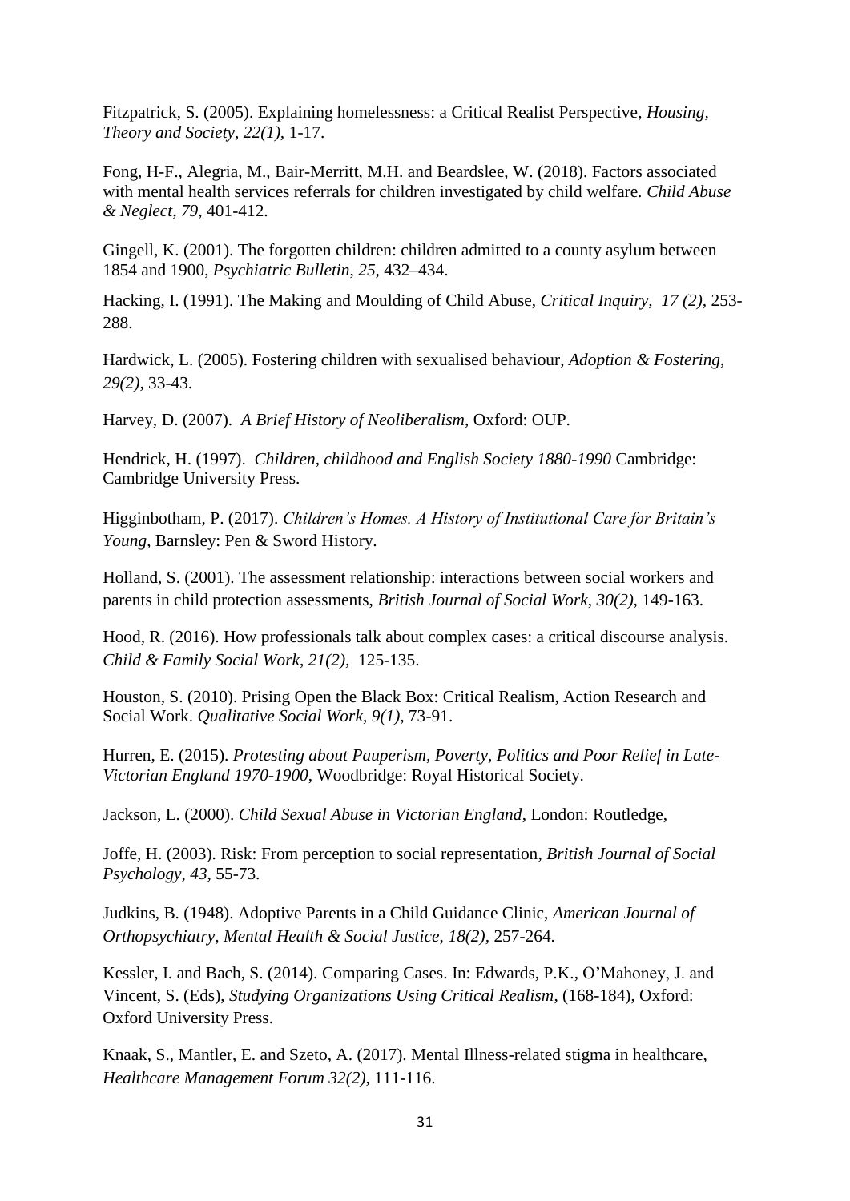Fitzpatrick, S. (2005). Explaining homelessness: a Critical Realist Perspective, *Housing, Theory and Society*, *22(1)*, 1-17.

Fong, H-F., Alegria, M., Bair-Merritt, M.H. and Beardslee, W. (2018). Factors associated with mental health services referrals for children investigated by child welfare. *Child Abuse & Neglect*, *79*, 401-412.

Gingell, K. (2001). The forgotten children: children admitted to a county asylum between 1854 and 1900, *Psychiatric Bulletin*, *25*, 432–434.

Hacking, I. (1991). The Making and Moulding of Child Abuse, *Critical Inquiry*, *17 (2)*, 253-288.

Hardwick, L. (2005). Fostering children with sexualised behaviour, *Adoption & Fostering*, *29(2)*, 33-43.

Harvey, D. (2007). *A Brief History of Neoliberalism*, Oxford: OUP.

Hendrick, H. (1997). *Children, childhood and English Society 1880-1990* Cambridge: Cambridge University Press.

Higginbotham, P. (2017). *Children's Homes. A History of Institutional Care for Britain's Young*, Barnsley: Pen & Sword History.

Holland, S. (2001). The assessment relationship: interactions between social workers and parents in child protection assessments, *British Journal of Social Work*, *30(2)*, 149-163.

Hood, R. (2016). How professionals talk about complex cases: a critical discourse analysis. *Child & Family Social Work*, *21(2)*, 125-135.

Houston, S. (2010). Prising Open the Black Box: Critical Realism, Action Research and Social Work. *Qualitative Social Work*, *9(1)*, 73-91.

Hurren, E. (2015). *Protesting about Pauperism, Poverty, Politics and Poor Relief in Late-Victorian England 1970-1900*, Woodbridge: Royal Historical Society.

Jackson, L. (2000). *Child Sexual Abuse in Victorian England*, London: Routledge,

Joffe, H. (2003). Risk: From perception to social representation, *British Journal of Social Psychology*, *43*, 55-73.

Judkins, B. (1948). Adoptive Parents in a Child Guidance Clinic, *American Journal of Orthopsychiatry, Mental Health & Social Justice*, *18(2)*, 257-264.

Kessler, I. and Bach, S. (2014). Comparing Cases. In: Edwards, P.K., O'Mahoney, J. and Vincent, S. (Eds), *Studying Organizations Using Critical Realism*, (168-184), Oxford: Oxford University Press.

Knaak, S., Mantler, E. and Szeto, A. (2017). Mental Illness-related stigma in healthcare, *Healthcare Management Forum 32(2)*, 111-116.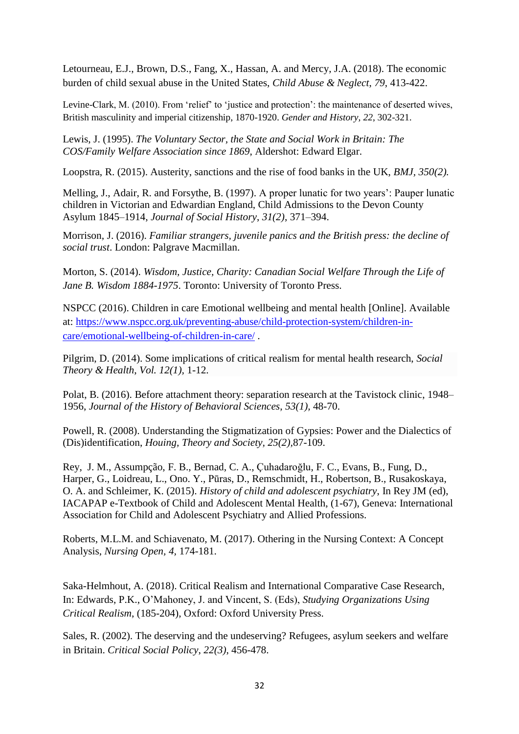Letourneau, E.J., Brown, D.S., Fang, X., Hassan, A. and Mercy, J.A. (2018). The economic burden of child sexual abuse in the United States, *Child Abuse & Neglect*, *79*, 413-422.

Levine-Clark, M. (2010). From 'relief' to 'justice and protection': the maintenance of deserted wives, British masculinity and imperial citizenship, 1870-1920. *Gender and History, 22*, 302-321.

Lewis, J. (1995). *The Voluntary Sector, the State and Social Work in Britain: The COS/Family Welfare Association since 1869*, Aldershot: Edward Elgar.

Loopstra, R. (2015). Austerity, sanctions and the rise of food banks in the UK, *BMJ, 350(2).*

Melling, J., Adair, R. and Forsythe, B. (1997). A proper lunatic for two years': Pauper lunatic children in Victorian and Edwardian England, Child Admissions to the Devon County Asylum 1845–1914, *Journal of Social History*, *31(2)*, 371–394.

Morrison, J. (2016). *Familiar strangers, juvenile panics and the British press: the decline of social trust*. London: Palgrave Macmillan.

Morton, S. (2014). *Wisdom, Justice, Charity: Canadian Social Welfare Through the Life of Jane B. Wisdom 1884-1975*. Toronto: University of Toronto Press.

NSPCC (2016). Children in care Emotional wellbeing and mental health [Online]. Available at: https://www.nspcc.org.uk/preventing-abuse/child-protection-system/children-in-care/emotional-wellbeing-of-children-in-care/ .

Pilgrim, D. (2014). Some implications of critical realism for mental health research, *Social Theory & Health*, *Vol. 12(1)*, 1-12.

Polat, B. (2016). Before attachment theory: separation research at the Tavistock clinic, 1948–1956, *Journal of the History of Behavioral Sciences*, *53(1)*, 48-70.

Powell, R. (2008). Understanding the Stigmatization of Gypsies: Power and the Dialectics of (Dis)identification, *Houing, Theory and Society, 25(2)*,87-109.

Rey, J. M., Assumpção, F. B., Bernad, C. A., Çuhadaroğlu, F. C., Evans, B., Fung, D., Harper, G., Loidreau, L., Ono. Y., Pūras, D., Remschmidt, H., Robertson, B., Rusakoskaya, O. A. and Schleimer, K. (2015). *History of child and adolescent psychiatry*, In Rey JM (ed), IACAPAP e-Textbook of Child and Adolescent Mental Health, (1-67), Geneva: International Association for Child and Adolescent Psychiatry and Allied Professions.

Roberts, M.L.M. and Schiavenato, M. (2017). Othering in the Nursing Context: A Concept Analysis, *Nursing Open*, *4*, 174-181.

Saka-Helmhout, A. (2018). Critical Realism and International Comparative Case Research, In: Edwards, P.K., O'Mahoney, J. and Vincent, S. (Eds), *Studying Organizations Using Critical Realism*, (185-204), Oxford: Oxford University Press.

Sales, R. (2002). The deserving and the undeserving? Refugees, asylum seekers and welfare in Britain. *Critical Social Policy*, *22(3)*, 456-478.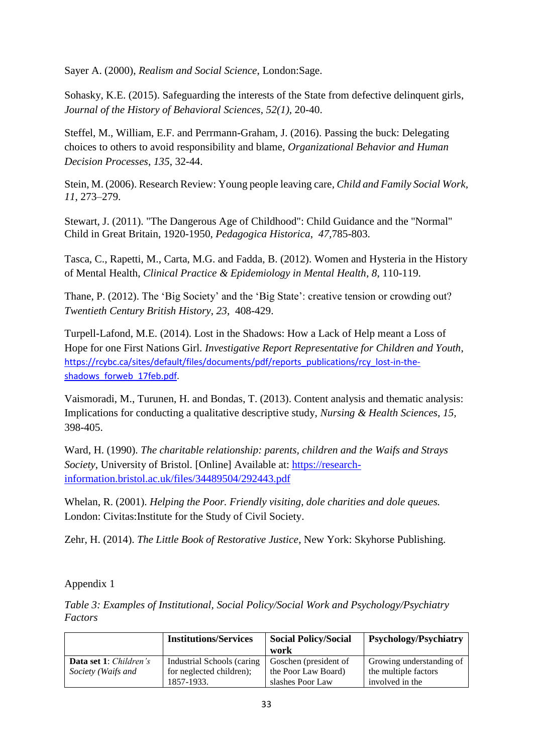Sayer A. (2000), *Realism and Social Science*, London:Sage.

Sohasky, K.E. (2015). Safeguarding the interests of the State from defective delinquent girls, *Journal of the History of Behavioral Sciences*, *52(1)*, 20-40.

Steffel, M., William, E.F. and Perrmann-Graham, J. (2016). Passing the buck: Delegating choices to others to avoid responsibility and blame, *Organizational Behavior and Human Decision Processes*, *135*, 32-44.

Stein, M. (2006). Research Review: Young people leaving care, *Child and Family Social Work*, *11*, 273–279.

Stewart, J. (2011). "The Dangerous Age of Childhood": Child Guidance and the "Normal" Child in Great Britain, 1920-1950, *Pedagogica Historica*, *47*,785-803.

Tasca, C., Rapetti, M., Carta, M.G. and Fadda, B. (2012). Women and Hysteria in the History of Mental Health, *Clinical Practice & Epidemiology in Mental Health*, *8*, 110-119.

Thane, P. (2012). The 'Big Society' and the 'Big State': creative tension or crowding out? *Twentieth Century British History*, *23*, 408-429.

Turpell-Lafond, M.E. (2014). Lost in the Shadows: How a Lack of Help meant a Loss of Hope for one First Nations Girl. *Investigative Report Representative for Children and Youth*, https://rcybc.ca/sites/default/files/documents/pdf/reports_publications/rcy_lost-in-the-shadows_forweb_17feb.pdf.

Vaismoradi, M., Turunen, H. and Bondas, T. (2013). Content analysis and thematic analysis: Implications for conducting a qualitative descriptive study, *Nursing & Health Sciences*, *15*, 398-405.

Ward, H. (1990). *The charitable relationship: parents, children and the Waifs and Strays Society*, University of Bristol. [Online] Available at: https://research-information.bristol.ac.uk/files/34489504/292443.pdf

Whelan, R. (2001). *Helping the Poor. Friendly visiting, dole charities and dole queues.* London: Civitas:Institute for the Study of Civil Society.

Zehr, H. (2014). *The Little Book of Restorative Justice*, New York: Skyhorse Publishing.

Appendix 1

*Table 3: Examples of Institutional, Social Policy/Social Work and Psychology/Psychiatry Factors*

| | **Institutions/Services** | **Social Policy/Social work** | **Psychology/Psychiatry** |
|---|---|---|---|
| **Data set 1**: *Children's Society (Waifs and* | Industrial Schools (caring for neglected children); 1857-1933. | Goschen (president of the Poor Law Board) slashes Poor Law | Growing understanding of the multiple factors involved in the |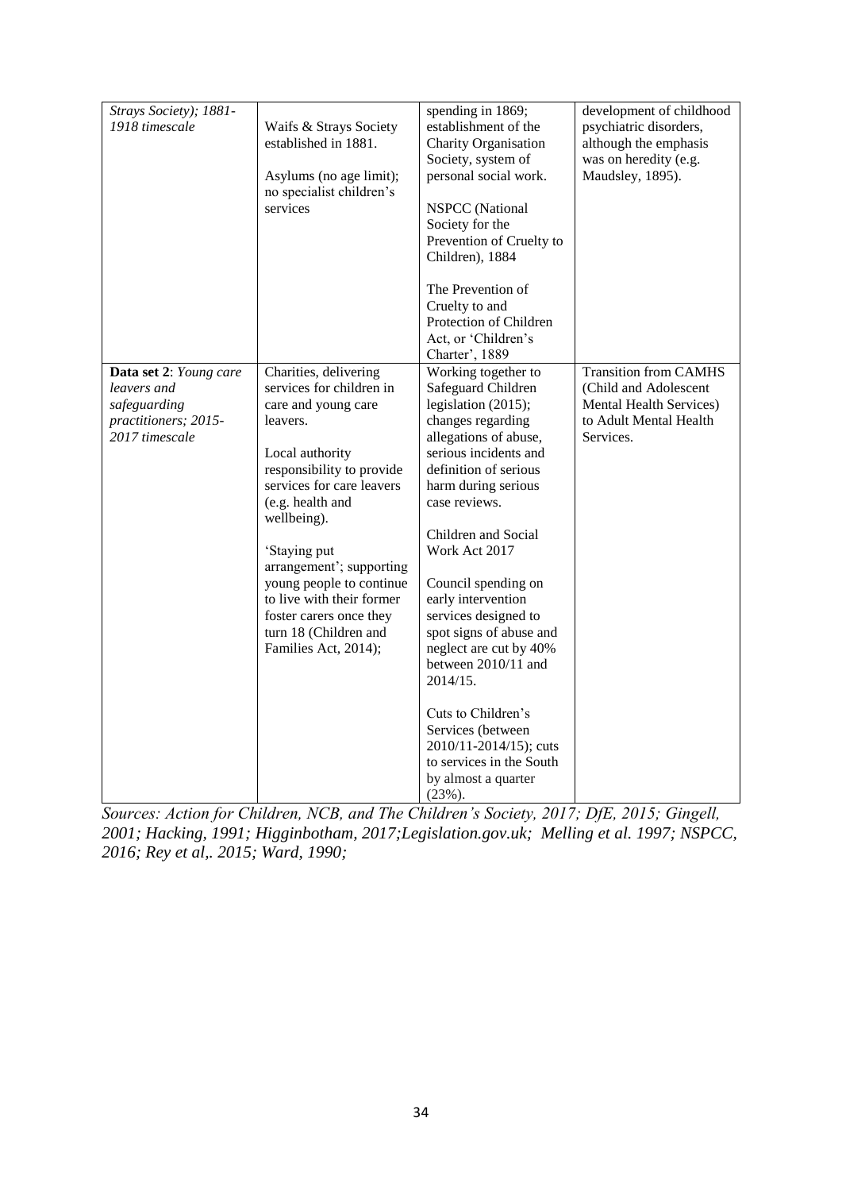| | | | |
|---|---|---|---|
| *Strays Society); 1881-1918 timescale* | Waifs & Strays Society established in 1881.<br><br>Asylums (no age limit); no specialist children's services | spending in 1869; establishment of the Charity Organisation Society, system of personal social work.<br><br>NSPCC (National Society for the Prevention of Cruelty to Children), 1884<br><br>The Prevention of Cruelty to and Protection of Children Act, or 'Children's Charter', 1889 | development of childhood psychiatric disorders, although the emphasis was on heredity (e.g. Maudsley, 1895). |
| **Data set 2**: *Young care leavers and safeguarding practitioners; 2015-2017 timescale* | Charities, delivering services for children in care and young care leavers.<br><br>Local authority responsibility to provide services for care leavers (e.g. health and wellbeing).<br><br>'Staying put arrangement'; supporting young people to continue to live with their former foster carers once they turn 18 (Children and Families Act, 2014); | Working together to Safeguard Children legislation (2015); changes regarding allegations of abuse, serious incidents and definition of serious harm during serious case reviews.<br><br>Children and Social Work Act 2017<br><br>Council spending on early intervention services designed to spot signs of abuse and neglect are cut by 40% between 2010/11 and 2014/15.<br><br>Cuts to Children's Services (between 2010/11-2014/15); cuts to services in the South by almost a quarter (23%). | Transition from CAMHS (Child and Adolescent Mental Health Services) to Adult Mental Health Services. |

*Sources: Action for Children, NCB, and The Children's Society, 2017; DfE, 2015; Gingell, 2001; Hacking, 1991; Higginbotham, 2017;Legislation.gov.uk; Melling et al. 1997; NSPCC, 2016; Rey et al,. 2015; Ward, 1990;*